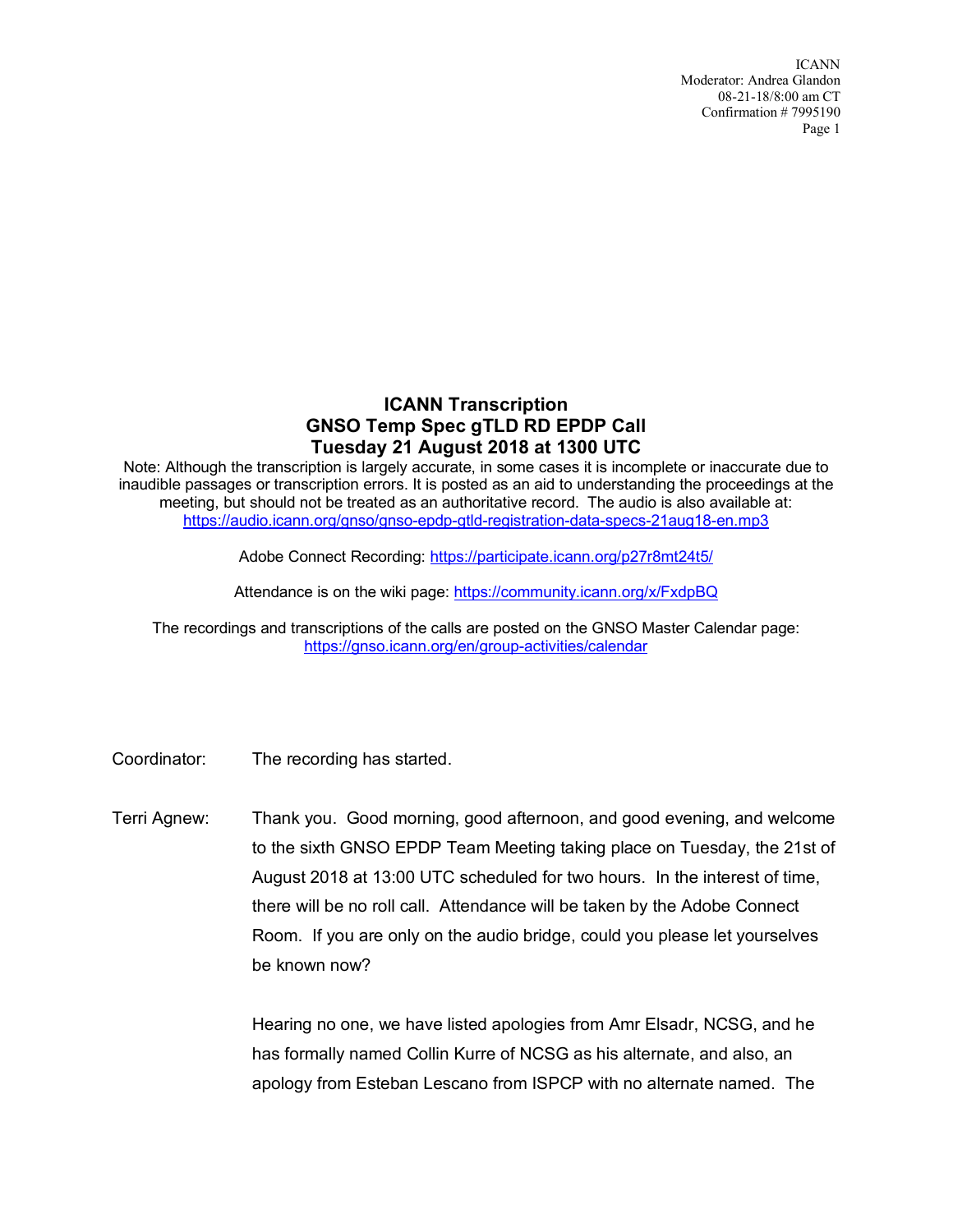# ICANN Transcription
## GNSO Temp Spec gTLD RD EPDP Call
## Tuesday 21 August 2018 at 1300 UTC

Note: Although the transcription is largely accurate, in some cases it is incomplete or inaccurate due to inaudible passages or transcription errors. It is posted as an aid to understanding the proceedings at the meeting, but should not be treated as an authoritative record. The audio is also available at: https://audio.icann.org/gnso/gnso-epdp-gtld-registration-data-specs-21aug18-en.mp3

Adobe Connect Recording: https://participate.icann.org/p27r8mt24t5/

Attendance is on the wiki page: https://community.icann.org/x/FxdpBQ

The recordings and transcriptions of the calls are posted on the GNSO Master Calendar page: https://gnso.icann.org/en/group-activities/calendar

Coordinator: The recording has started.

Terri Agnew: Thank you. Good morning, good afternoon, and good evening, and welcome to the sixth GNSO EPDP Team Meeting taking place on Tuesday, the 21st of August 2018 at 13:00 UTC scheduled for two hours. In the interest of time, there will be no roll call. Attendance will be taken by the Adobe Connect Room. If you are only on the audio bridge, could you please let yourselves be known now?

Hearing no one, we have listed apologies from Amr Elsadr, NCSG, and he has formally named Collin Kurre of NCSG as his alternate, and also, an apology from Esteban Lescano from ISPCP with no alternate named. The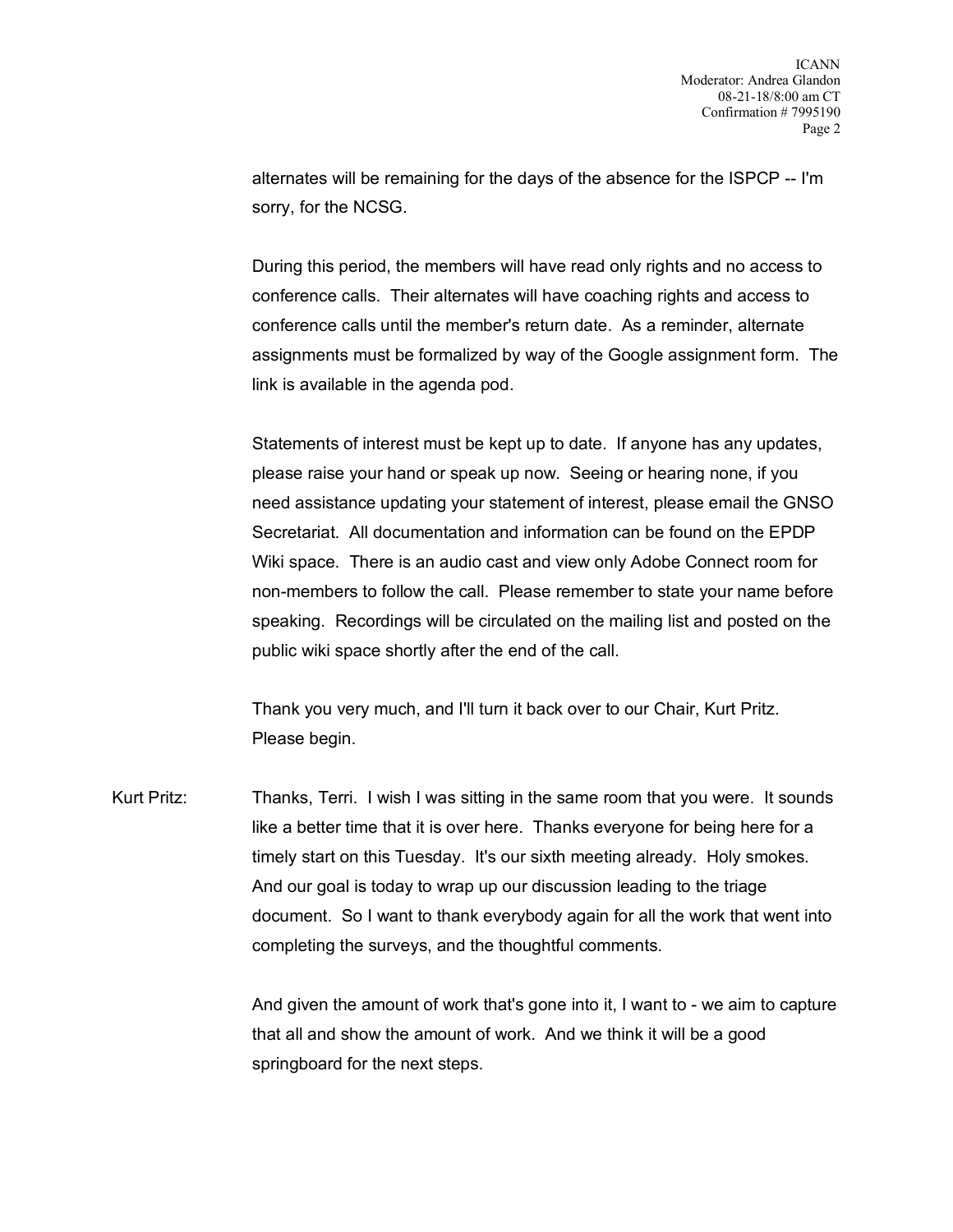alternates will be remaining for the days of the absence for the ISPCP -- I'm sorry, for the NCSG.

During this period, the members will have read only rights and no access to conference calls. Their alternates will have coaching rights and access to conference calls until the member's return date. As a reminder, alternate assignments must be formalized by way of the Google assignment form. The link is available in the agenda pod.

Statements of interest must be kept up to date. If anyone has any updates, please raise your hand or speak up now. Seeing or hearing none, if you need assistance updating your statement of interest, please email the GNSO Secretariat. All documentation and information can be found on the EPDP Wiki space. There is an audio cast and view only Adobe Connect room for non-members to follow the call. Please remember to state your name before speaking. Recordings will be circulated on the mailing list and posted on the public wiki space shortly after the end of the call.

Thank you very much, and I'll turn it back over to our Chair, Kurt Pritz. Please begin.

Kurt Pritz: Thanks, Terri. I wish I was sitting in the same room that you were. It sounds like a better time that it is over here. Thanks everyone for being here for a timely start on this Tuesday. It's our sixth meeting already. Holy smokes. And our goal is today to wrap up our discussion leading to the triage document. So I want to thank everybody again for all the work that went into completing the surveys, and the thoughtful comments.

And given the amount of work that's gone into it, I want to - we aim to capture that all and show the amount of work. And we think it will be a good springboard for the next steps.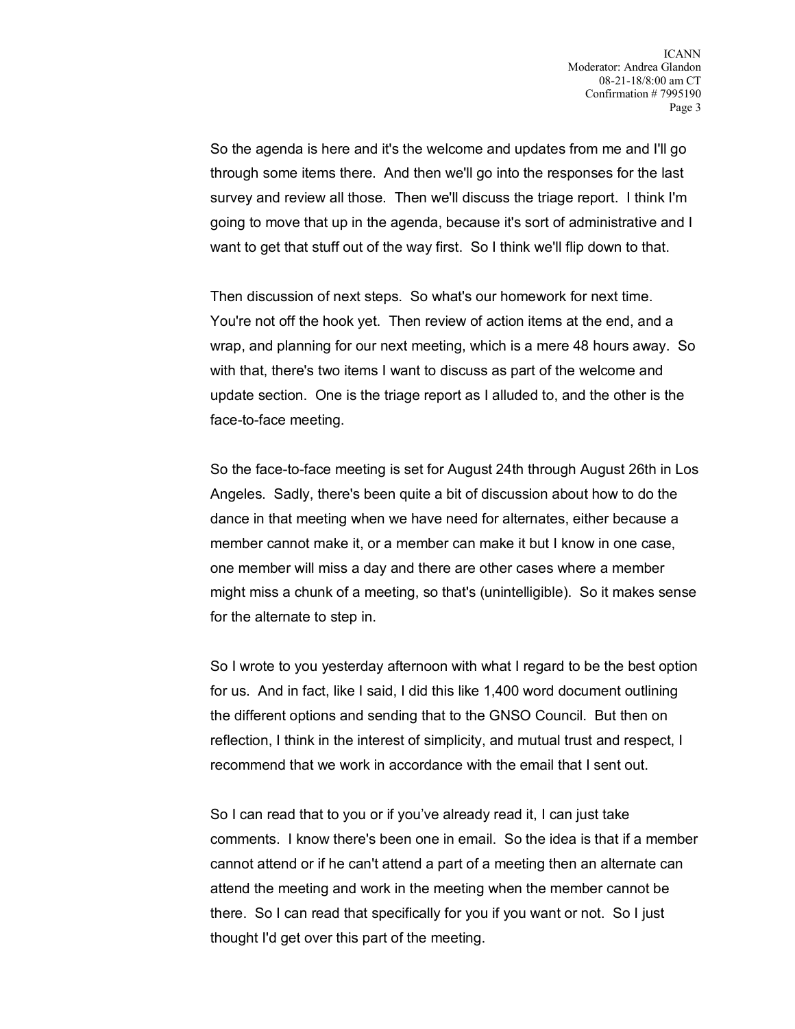So the agenda is here and it's the welcome and updates from me and I'll go through some items there. And then we'll go into the responses for the last survey and review all those. Then we'll discuss the triage report. I think I'm going to move that up in the agenda, because it's sort of administrative and I want to get that stuff out of the way first. So I think we'll flip down to that.

Then discussion of next steps. So what's our homework for next time. You're not off the hook yet. Then review of action items at the end, and a wrap, and planning for our next meeting, which is a mere 48 hours away. So with that, there's two items I want to discuss as part of the welcome and update section. One is the triage report as I alluded to, and the other is the face-to-face meeting.

So the face-to-face meeting is set for August 24th through August 26th in Los Angeles. Sadly, there's been quite a bit of discussion about how to do the dance in that meeting when we have need for alternates, either because a member cannot make it, or a member can make it but I know in one case, one member will miss a day and there are other cases where a member might miss a chunk of a meeting, so that's (unintelligible). So it makes sense for the alternate to step in.

So I wrote to you yesterday afternoon with what I regard to be the best option for us. And in fact, like I said, I did this like 1,400 word document outlining the different options and sending that to the GNSO Council. But then on reflection, I think in the interest of simplicity, and mutual trust and respect, I recommend that we work in accordance with the email that I sent out.

So I can read that to you or if you've already read it, I can just take comments. I know there's been one in email. So the idea is that if a member cannot attend or if he can't attend a part of a meeting then an alternate can attend the meeting and work in the meeting when the member cannot be there. So I can read that specifically for you if you want or not. So I just thought I'd get over this part of the meeting.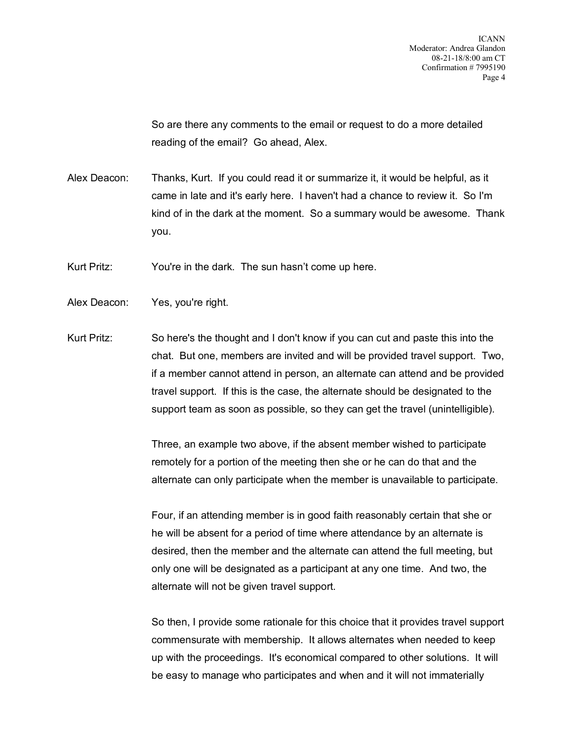So are there any comments to the email or request to do a more detailed reading of the email? Go ahead, Alex.

Alex Deacon: Thanks, Kurt. If you could read it or summarize it, it would be helpful, as it came in late and it's early here. I haven't had a chance to review it. So I'm kind of in the dark at the moment. So a summary would be awesome. Thank you.

Kurt Pritz: You're in the dark. The sun hasn't come up here.

Alex Deacon: Yes, you're right.

Kurt Pritz: So here's the thought and I don't know if you can cut and paste this into the chat. But one, members are invited and will be provided travel support. Two, if a member cannot attend in person, an alternate can attend and be provided travel support. If this is the case, the alternate should be designated to the support team as soon as possible, so they can get the travel (unintelligible).

Three, an example two above, if the absent member wished to participate remotely for a portion of the meeting then she or he can do that and the alternate can only participate when the member is unavailable to participate.

Four, if an attending member is in good faith reasonably certain that she or he will be absent for a period of time where attendance by an alternate is desired, then the member and the alternate can attend the full meeting, but only one will be designated as a participant at any one time. And two, the alternate will not be given travel support.

So then, I provide some rationale for this choice that it provides travel support commensurate with membership. It allows alternates when needed to keep up with the proceedings. It's economical compared to other solutions. It will be easy to manage who participates and when and it will not immaterially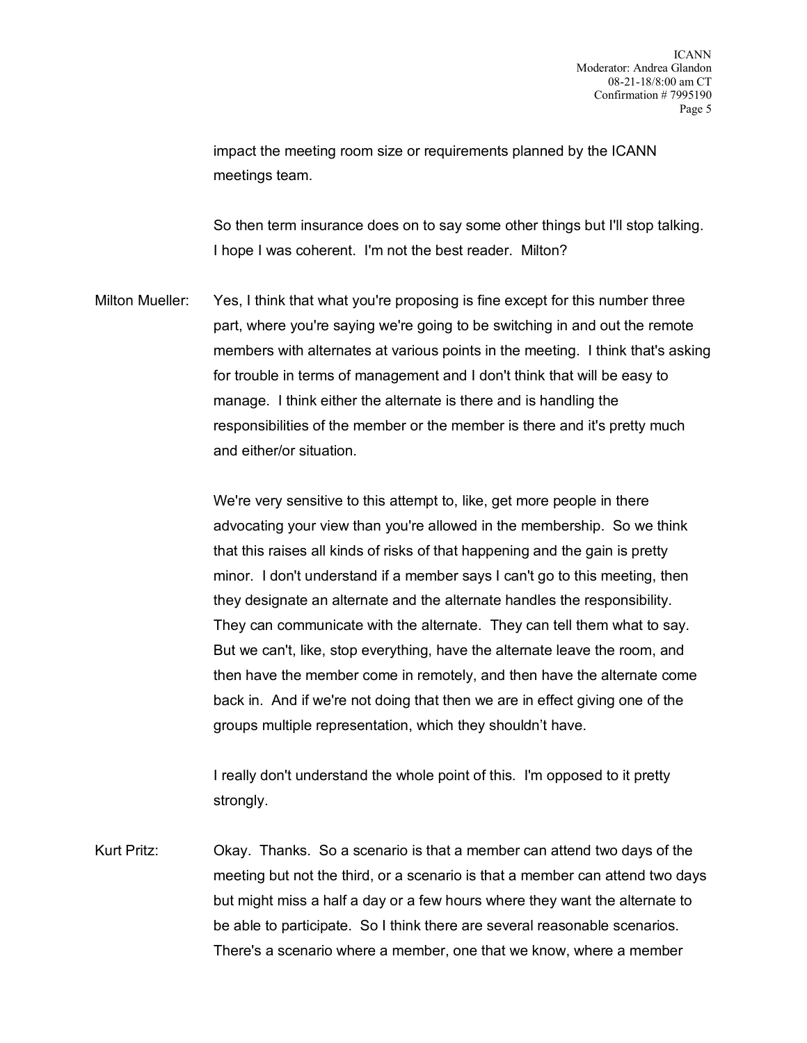impact the meeting room size or requirements planned by the ICANN meetings team.

So then term insurance does on to say some other things but I'll stop talking. I hope I was coherent. I'm not the best reader. Milton?

Milton Mueller: Yes, I think that what you're proposing is fine except for this number three part, where you're saying we're going to be switching in and out the remote members with alternates at various points in the meeting. I think that's asking for trouble in terms of management and I don't think that will be easy to manage. I think either the alternate is there and is handling the responsibilities of the member or the member is there and it's pretty much and either/or situation.

We're very sensitive to this attempt to, like, get more people in there advocating your view than you're allowed in the membership. So we think that this raises all kinds of risks of that happening and the gain is pretty minor. I don't understand if a member says I can't go to this meeting, then they designate an alternate and the alternate handles the responsibility. They can communicate with the alternate. They can tell them what to say. But we can't, like, stop everything, have the alternate leave the room, and then have the member come in remotely, and then have the alternate come back in. And if we're not doing that then we are in effect giving one of the groups multiple representation, which they shouldn't have.

I really don't understand the whole point of this. I'm opposed to it pretty strongly.

Kurt Pritz: Okay. Thanks. So a scenario is that a member can attend two days of the meeting but not the third, or a scenario is that a member can attend two days but might miss a half a day or a few hours where they want the alternate to be able to participate. So I think there are several reasonable scenarios. There's a scenario where a member, one that we know, where a member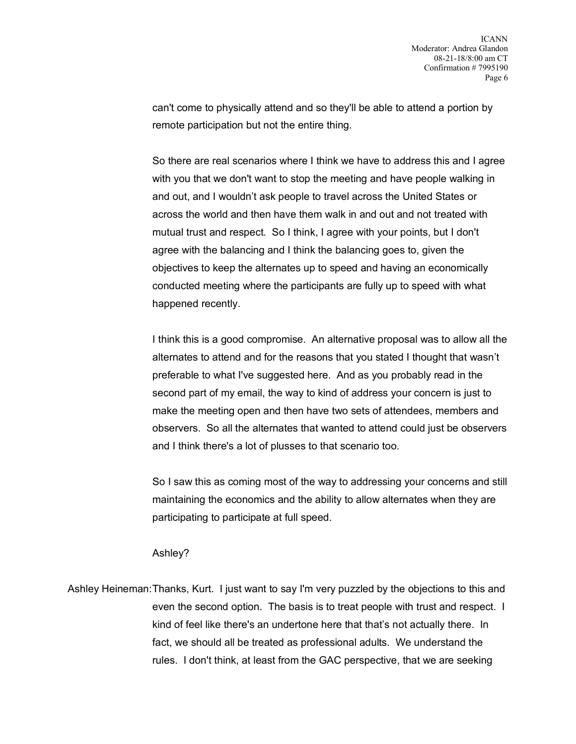can't come to physically attend and so they'll be able to attend a portion by remote participation but not the entire thing.

So there are real scenarios where I think we have to address this and I agree with you that we don't want to stop the meeting and have people walking in and out, and I wouldn't ask people to travel across the United States or across the world and then have them walk in and out and not treated with mutual trust and respect. So I think, I agree with your points, but I don't agree with the balancing and I think the balancing goes to, given the objectives to keep the alternates up to speed and having an economically conducted meeting where the participants are fully up to speed with what happened recently.

I think this is a good compromise. An alternative proposal was to allow all the alternates to attend and for the reasons that you stated I thought that wasn't preferable to what I've suggested here. And as you probably read in the second part of my email, the way to kind of address your concern is just to make the meeting open and then have two sets of attendees, members and observers. So all the alternates that wanted to attend could just be observers and I think there's a lot of plusses to that scenario too.

So I saw this as coming most of the way to addressing your concerns and still maintaining the economics and the ability to allow alternates when they are participating to participate at full speed.

Ashley?

Ashley Heineman: Thanks, Kurt. I just want to say I'm very puzzled by the objections to this and even the second option. The basis is to treat people with trust and respect. I kind of feel like there's an undertone here that that's not actually there. In fact, we should all be treated as professional adults. We understand the rules. I don't think, at least from the GAC perspective, that we are seeking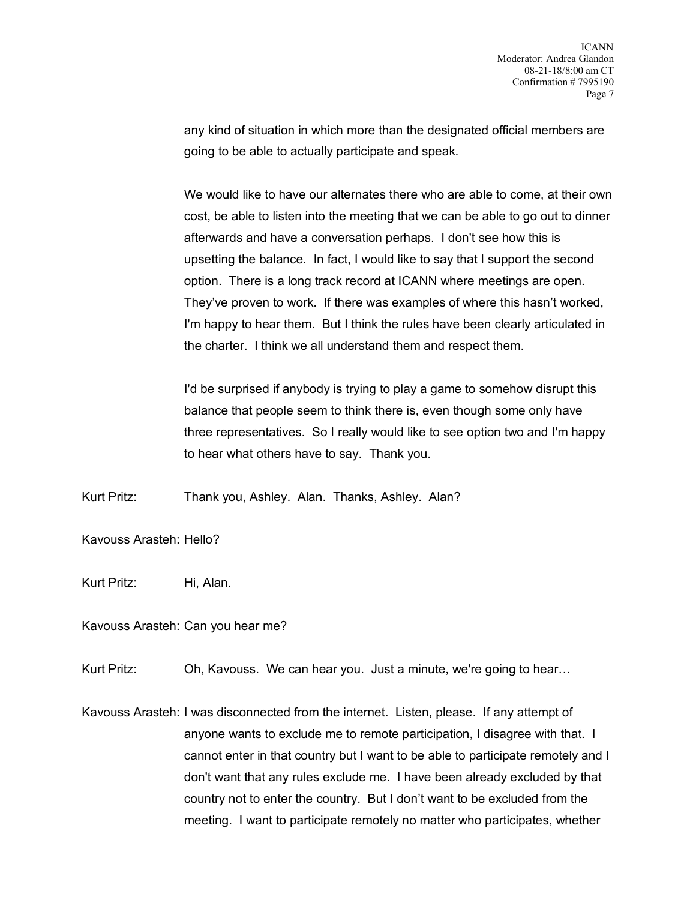any kind of situation in which more than the designated official members are going to be able to actually participate and speak.

We would like to have our alternates there who are able to come, at their own cost, be able to listen into the meeting that we can be able to go out to dinner afterwards and have a conversation perhaps. I don't see how this is upsetting the balance. In fact, I would like to say that I support the second option. There is a long track record at ICANN where meetings are open. They've proven to work. If there was examples of where this hasn't worked, I'm happy to hear them. But I think the rules have been clearly articulated in the charter. I think we all understand them and respect them.

I'd be surprised if anybody is trying to play a game to somehow disrupt this balance that people seem to think there is, even though some only have three representatives. So I really would like to see option two and I'm happy to hear what others have to say. Thank you.

Kurt Pritz: Thank you, Ashley. Alan. Thanks, Ashley. Alan?

Kavouss Arasteh: Hello?

Kurt Pritz: Hi, Alan.

Kavouss Arasteh: Can you hear me?

Kurt Pritz: Oh, Kavouss. We can hear you. Just a minute, we're going to hear…

Kavouss Arasteh: I was disconnected from the internet. Listen, please. If any attempt of anyone wants to exclude me to remote participation, I disagree with that. I cannot enter in that country but I want to be able to participate remotely and I don't want that any rules exclude me. I have been already excluded by that country not to enter the country. But I don't want to be excluded from the meeting. I want to participate remotely no matter who participates, whether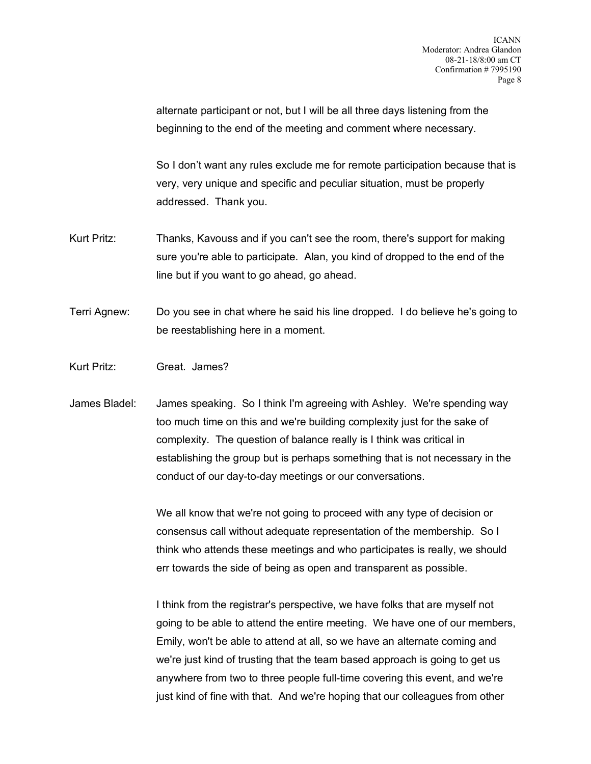alternate participant or not, but I will be all three days listening from the beginning to the end of the meeting and comment where necessary.

So I don't want any rules exclude me for remote participation because that is very, very unique and specific and peculiar situation, must be properly addressed. Thank you.

Kurt Pritz: Thanks, Kavouss and if you can't see the room, there's support for making sure you're able to participate. Alan, you kind of dropped to the end of the line but if you want to go ahead, go ahead.

Terri Agnew: Do you see in chat where he said his line dropped. I do believe he's going to be reestablishing here in a moment.

Kurt Pritz: Great. James?

James Bladel: James speaking. So I think I'm agreeing with Ashley. We're spending way too much time on this and we're building complexity just for the sake of complexity. The question of balance really is I think was critical in establishing the group but is perhaps something that is not necessary in the conduct of our day-to-day meetings or our conversations.

We all know that we're not going to proceed with any type of decision or consensus call without adequate representation of the membership. So I think who attends these meetings and who participates is really, we should err towards the side of being as open and transparent as possible.

I think from the registrar's perspective, we have folks that are myself not going to be able to attend the entire meeting. We have one of our members, Emily, won't be able to attend at all, so we have an alternate coming and we're just kind of trusting that the team based approach is going to get us anywhere from two to three people full-time covering this event, and we're just kind of fine with that. And we're hoping that our colleagues from other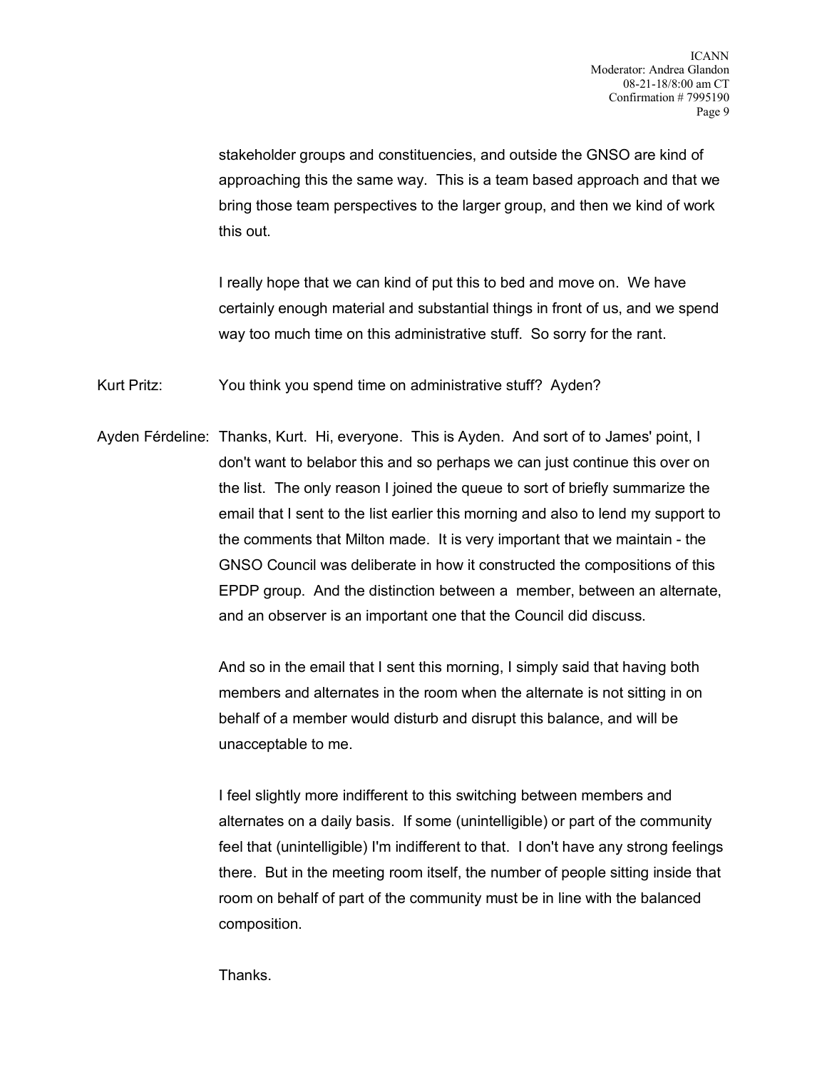stakeholder groups and constituencies, and outside the GNSO are kind of approaching this the same way. This is a team based approach and that we bring those team perspectives to the larger group, and then we kind of work this out.

I really hope that we can kind of put this to bed and move on. We have certainly enough material and substantial things in front of us, and we spend way too much time on this administrative stuff. So sorry for the rant.

Kurt Pritz: You think you spend time on administrative stuff? Ayden?

Ayden Férdeline: Thanks, Kurt. Hi, everyone. This is Ayden. And sort of to James' point, I don't want to belabor this and so perhaps we can just continue this over on the list. The only reason I joined the queue to sort of briefly summarize the email that I sent to the list earlier this morning and also to lend my support to the comments that Milton made. It is very important that we maintain - the GNSO Council was deliberate in how it constructed the compositions of this EPDP group. And the distinction between a member, between an alternate, and an observer is an important one that the Council did discuss.

And so in the email that I sent this morning, I simply said that having both members and alternates in the room when the alternate is not sitting in on behalf of a member would disturb and disrupt this balance, and will be unacceptable to me.

I feel slightly more indifferent to this switching between members and alternates on a daily basis. If some (unintelligible) or part of the community feel that (unintelligible) I'm indifferent to that. I don't have any strong feelings there. But in the meeting room itself, the number of people sitting inside that room on behalf of part of the community must be in line with the balanced composition.

Thanks.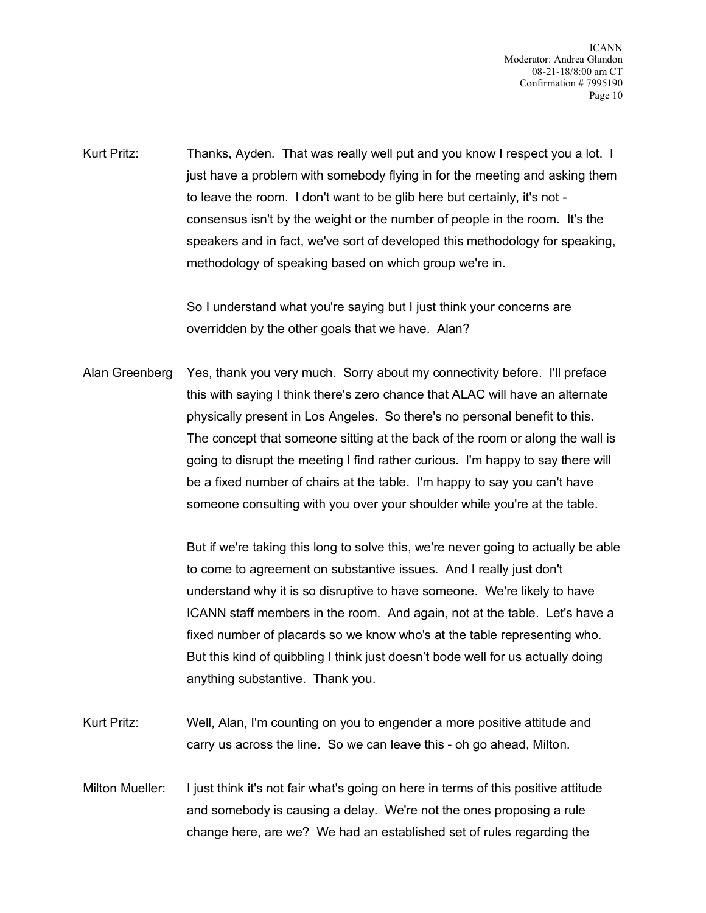Kurt Pritz: Thanks, Ayden. That was really well put and you know I respect you a lot. I just have a problem with somebody flying in for the meeting and asking them to leave the room. I don't want to be glib here but certainly, it's not - consensus isn't by the weight or the number of people in the room. It's the speakers and in fact, we've sort of developed this methodology for speaking, methodology of speaking based on which group we're in.

So I understand what you're saying but I just think your concerns are overridden by the other goals that we have. Alan?

Alan Greenberg Yes, thank you very much. Sorry about my connectivity before. I'll preface this with saying I think there's zero chance that ALAC will have an alternate physically present in Los Angeles. So there's no personal benefit to this. The concept that someone sitting at the back of the room or along the wall is going to disrupt the meeting I find rather curious. I'm happy to say there will be a fixed number of chairs at the table. I'm happy to say you can't have someone consulting with you over your shoulder while you're at the table.

But if we're taking this long to solve this, we're never going to actually be able to come to agreement on substantive issues. And I really just don't understand why it is so disruptive to have someone. We're likely to have ICANN staff members in the room. And again, not at the table. Let's have a fixed number of placards so we know who's at the table representing who. But this kind of quibbling I think just doesn't bode well for us actually doing anything substantive. Thank you.

Kurt Pritz: Well, Alan, I'm counting on you to engender a more positive attitude and carry us across the line. So we can leave this - oh go ahead, Milton.

Milton Mueller: I just think it's not fair what's going on here in terms of this positive attitude and somebody is causing a delay. We're not the ones proposing a rule change here, are we? We had an established set of rules regarding the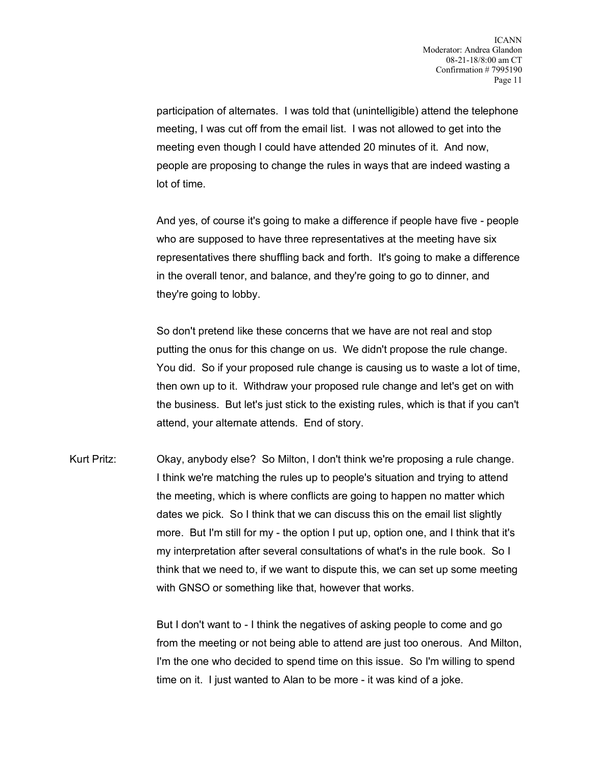participation of alternates. I was told that (unintelligible) attend the telephone meeting, I was cut off from the email list. I was not allowed to get into the meeting even though I could have attended 20 minutes of it. And now, people are proposing to change the rules in ways that are indeed wasting a lot of time.

And yes, of course it's going to make a difference if people have five - people who are supposed to have three representatives at the meeting have six representatives there shuffling back and forth. It's going to make a difference in the overall tenor, and balance, and they're going to go to dinner, and they're going to lobby.

So don't pretend like these concerns that we have are not real and stop putting the onus for this change on us. We didn't propose the rule change. You did. So if your proposed rule change is causing us to waste a lot of time, then own up to it. Withdraw your proposed rule change and let's get on with the business. But let's just stick to the existing rules, which is that if you can't attend, your alternate attends. End of story.

Kurt Pritz: Okay, anybody else? So Milton, I don't think we're proposing a rule change. I think we're matching the rules up to people's situation and trying to attend the meeting, which is where conflicts are going to happen no matter which dates we pick. So I think that we can discuss this on the email list slightly more. But I'm still for my - the option I put up, option one, and I think that it's my interpretation after several consultations of what's in the rule book. So I think that we need to, if we want to dispute this, we can set up some meeting with GNSO or something like that, however that works.

But I don't want to - I think the negatives of asking people to come and go from the meeting or not being able to attend are just too onerous. And Milton, I'm the one who decided to spend time on this issue. So I'm willing to spend time on it. I just wanted to Alan to be more - it was kind of a joke.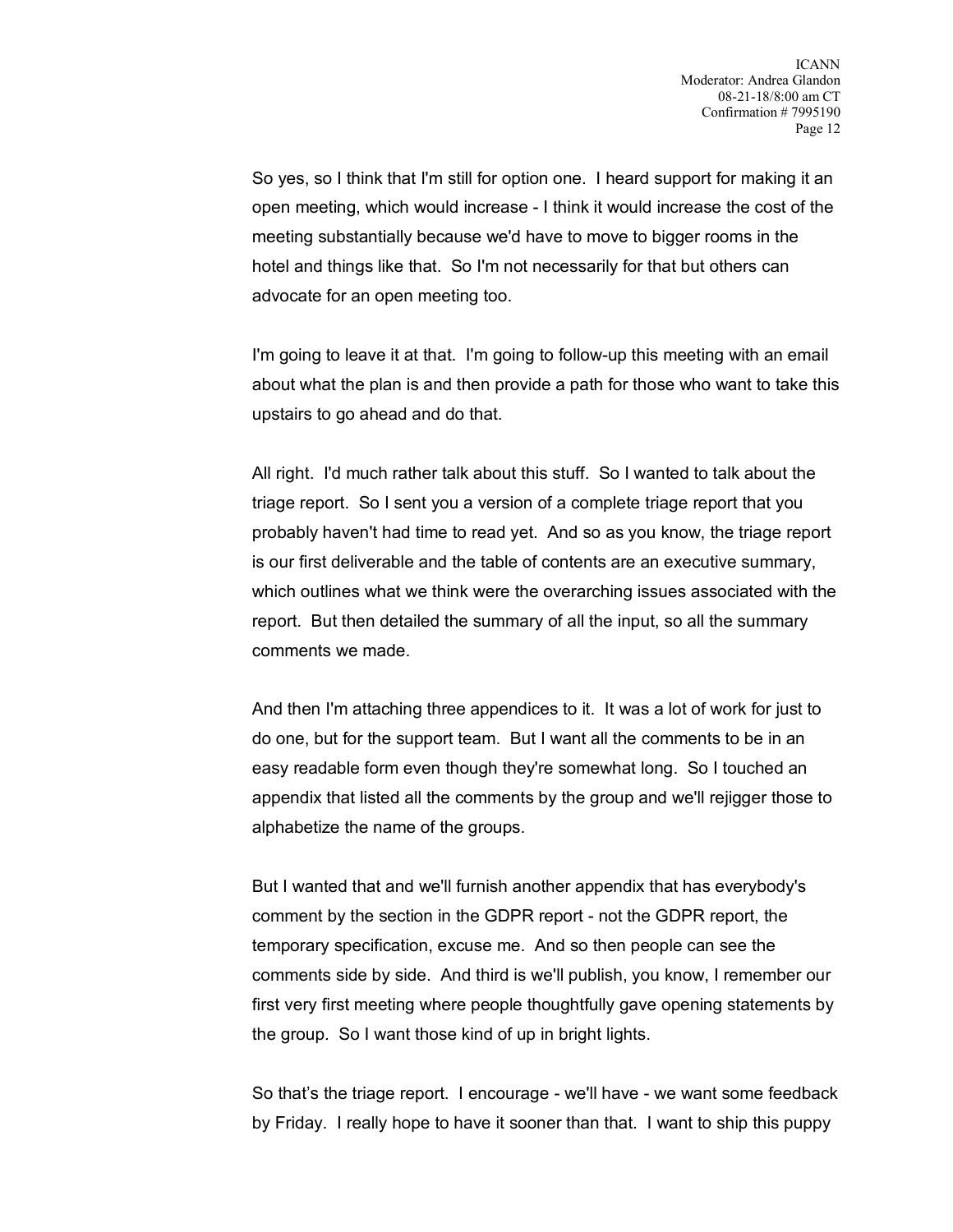So yes, so I think that I'm still for option one. I heard support for making it an open meeting, which would increase - I think it would increase the cost of the meeting substantially because we'd have to move to bigger rooms in the hotel and things like that. So I'm not necessarily for that but others can advocate for an open meeting too.

I'm going to leave it at that. I'm going to follow-up this meeting with an email about what the plan is and then provide a path for those who want to take this upstairs to go ahead and do that.

All right. I'd much rather talk about this stuff. So I wanted to talk about the triage report. So I sent you a version of a complete triage report that you probably haven't had time to read yet. And so as you know, the triage report is our first deliverable and the table of contents are an executive summary, which outlines what we think were the overarching issues associated with the report. But then detailed the summary of all the input, so all the summary comments we made.

And then I'm attaching three appendices to it. It was a lot of work for just to do one, but for the support team. But I want all the comments to be in an easy readable form even though they're somewhat long. So I touched an appendix that listed all the comments by the group and we'll rejigger those to alphabetize the name of the groups.

But I wanted that and we'll furnish another appendix that has everybody's comment by the section in the GDPR report - not the GDPR report, the temporary specification, excuse me. And so then people can see the comments side by side. And third is we'll publish, you know, I remember our first very first meeting where people thoughtfully gave opening statements by the group. So I want those kind of up in bright lights.

So that's the triage report. I encourage - we'll have - we want some feedback by Friday. I really hope to have it sooner than that. I want to ship this puppy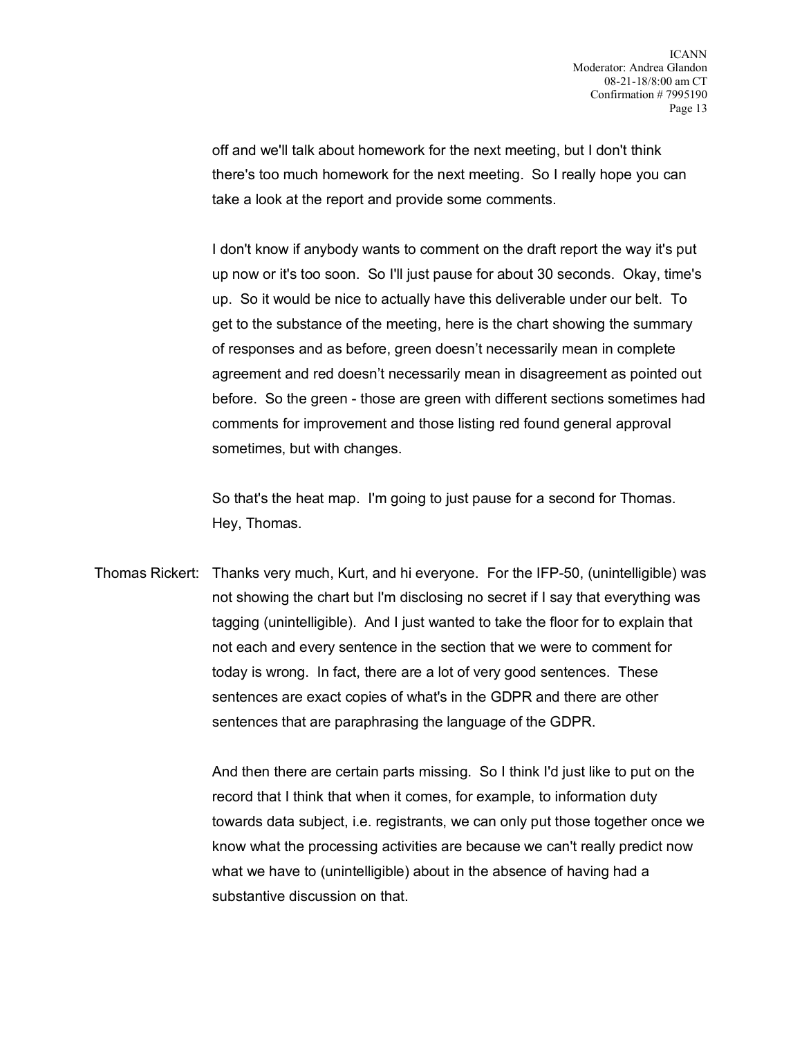off and we'll talk about homework for the next meeting, but I don't think there's too much homework for the next meeting. So I really hope you can take a look at the report and provide some comments.

I don't know if anybody wants to comment on the draft report the way it's put up now or it's too soon. So I'll just pause for about 30 seconds. Okay, time's up. So it would be nice to actually have this deliverable under our belt. To get to the substance of the meeting, here is the chart showing the summary of responses and as before, green doesn't necessarily mean in complete agreement and red doesn't necessarily mean in disagreement as pointed out before. So the green - those are green with different sections sometimes had comments for improvement and those listing red found general approval sometimes, but with changes.

So that's the heat map. I'm going to just pause for a second for Thomas. Hey, Thomas.

Thomas Rickert: Thanks very much, Kurt, and hi everyone. For the IFP-50, (unintelligible) was not showing the chart but I'm disclosing no secret if I say that everything was tagging (unintelligible). And I just wanted to take the floor for to explain that not each and every sentence in the section that we were to comment for today is wrong. In fact, there are a lot of very good sentences. These sentences are exact copies of what's in the GDPR and there are other sentences that are paraphrasing the language of the GDPR.

And then there are certain parts missing. So I think I'd just like to put on the record that I think that when it comes, for example, to information duty towards data subject, i.e. registrants, we can only put those together once we know what the processing activities are because we can't really predict now what we have to (unintelligible) about in the absence of having had a substantive discussion on that.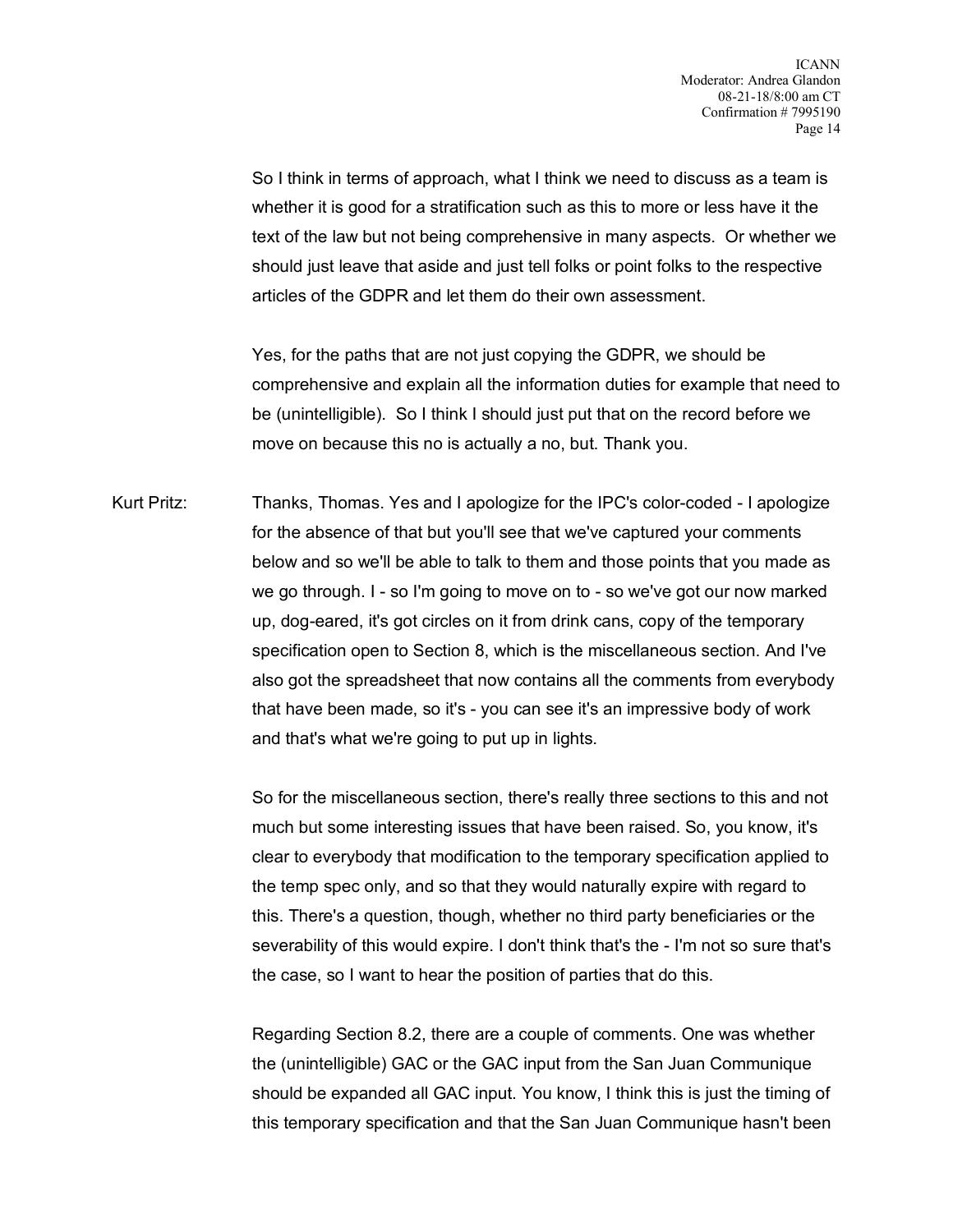So I think in terms of approach, what I think we need to discuss as a team is whether it is good for a stratification such as this to more or less have it the text of the law but not being comprehensive in many aspects. Or whether we should just leave that aside and just tell folks or point folks to the respective articles of the GDPR and let them do their own assessment.

Yes, for the paths that are not just copying the GDPR, we should be comprehensive and explain all the information duties for example that need to be (unintelligible). So I think I should just put that on the record before we move on because this no is actually a no, but. Thank you.

Kurt Pritz: Thanks, Thomas. Yes and I apologize for the IPC's color-coded - I apologize for the absence of that but you'll see that we've captured your comments below and so we'll be able to talk to them and those points that you made as we go through. I - so I'm going to move on to - so we've got our now marked up, dog-eared, it's got circles on it from drink cans, copy of the temporary specification open to Section 8, which is the miscellaneous section. And I've also got the spreadsheet that now contains all the comments from everybody that have been made, so it's - you can see it's an impressive body of work and that's what we're going to put up in lights.

So for the miscellaneous section, there's really three sections to this and not much but some interesting issues that have been raised. So, you know, it's clear to everybody that modification to the temporary specification applied to the temp spec only, and so that they would naturally expire with regard to this. There's a question, though, whether no third party beneficiaries or the severability of this would expire. I don't think that's the - I'm not so sure that's the case, so I want to hear the position of parties that do this.

Regarding Section 8.2, there are a couple of comments. One was whether the (unintelligible) GAC or the GAC input from the San Juan Communique should be expanded all GAC input. You know, I think this is just the timing of this temporary specification and that the San Juan Communique hasn't been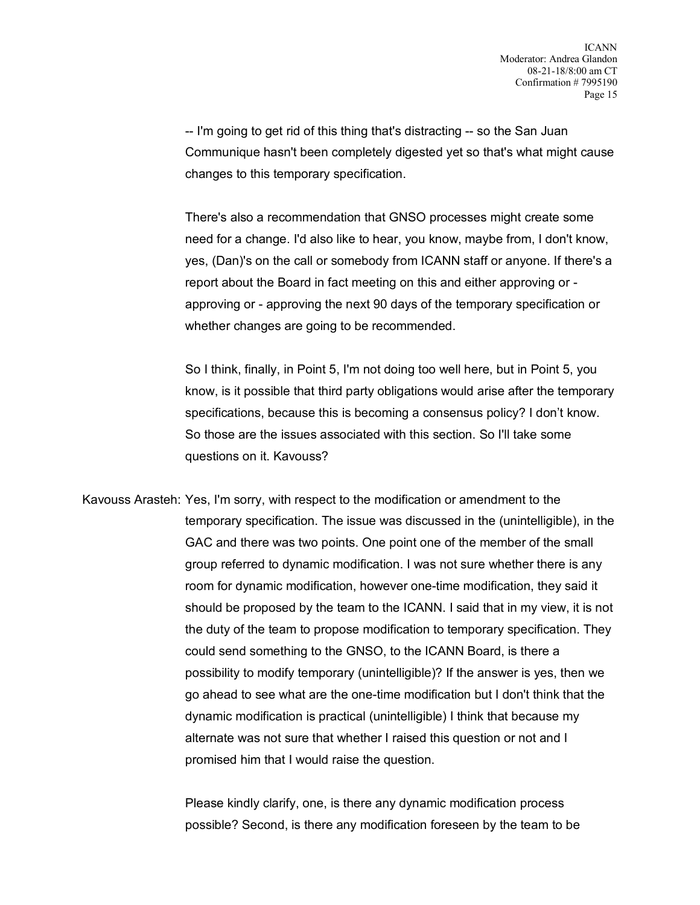-- I'm going to get rid of this thing that's distracting -- so the San Juan Communique hasn't been completely digested yet so that's what might cause changes to this temporary specification.

There's also a recommendation that GNSO processes might create some need for a change. I'd also like to hear, you know, maybe from, I don't know, yes, (Dan)'s on the call or somebody from ICANN staff or anyone. If there's a report about the Board in fact meeting on this and either approving or - approving or - approving the next 90 days of the temporary specification or whether changes are going to be recommended.

So I think, finally, in Point 5, I'm not doing too well here, but in Point 5, you know, is it possible that third party obligations would arise after the temporary specifications, because this is becoming a consensus policy? I don't know. So those are the issues associated with this section. So I'll take some questions on it. Kavouss?

Kavouss Arasteh: Yes, I'm sorry, with respect to the modification or amendment to the temporary specification. The issue was discussed in the (unintelligible), in the GAC and there was two points. One point one of the member of the small group referred to dynamic modification. I was not sure whether there is any room for dynamic modification, however one-time modification, they said it should be proposed by the team to the ICANN. I said that in my view, it is not the duty of the team to propose modification to temporary specification. They could send something to the GNSO, to the ICANN Board, is there a possibility to modify temporary (unintelligible)? If the answer is yes, then we go ahead to see what are the one-time modification but I don't think that the dynamic modification is practical (unintelligible) I think that because my alternate was not sure that whether I raised this question or not and I promised him that I would raise the question.

Please kindly clarify, one, is there any dynamic modification process possible? Second, is there any modification foreseen by the team to be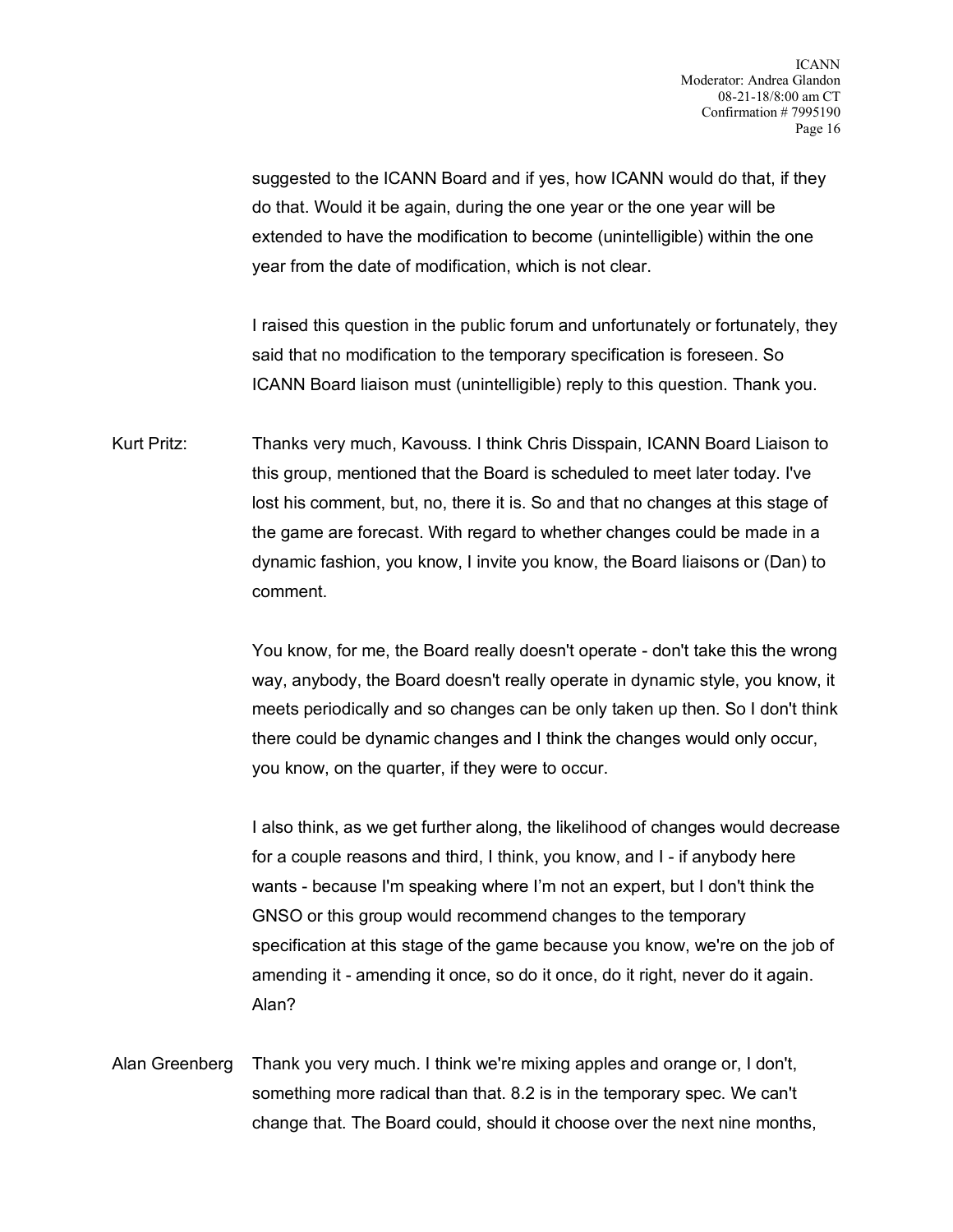suggested to the ICANN Board and if yes, how ICANN would do that, if they do that. Would it be again, during the one year or the one year will be extended to have the modification to become (unintelligible) within the one year from the date of modification, which is not clear.

I raised this question in the public forum and unfortunately or fortunately, they said that no modification to the temporary specification is foreseen. So ICANN Board liaison must (unintelligible) reply to this question. Thank you.

Kurt Pritz: Thanks very much, Kavouss. I think Chris Disspain, ICANN Board Liaison to this group, mentioned that the Board is scheduled to meet later today. I've lost his comment, but, no, there it is. So and that no changes at this stage of the game are forecast. With regard to whether changes could be made in a dynamic fashion, you know, I invite you know, the Board liaisons or (Dan) to comment.

You know, for me, the Board really doesn't operate - don't take this the wrong way, anybody, the Board doesn't really operate in dynamic style, you know, it meets periodically and so changes can be only taken up then. So I don't think there could be dynamic changes and I think the changes would only occur, you know, on the quarter, if they were to occur.

I also think, as we get further along, the likelihood of changes would decrease for a couple reasons and third, I think, you know, and I - if anybody here wants - because I'm speaking where I'm not an expert, but I don't think the GNSO or this group would recommend changes to the temporary specification at this stage of the game because you know, we're on the job of amending it - amending it once, so do it once, do it right, never do it again. Alan?

Alan Greenberg Thank you very much. I think we're mixing apples and orange or, I don't, something more radical than that. 8.2 is in the temporary spec. We can't change that. The Board could, should it choose over the next nine months,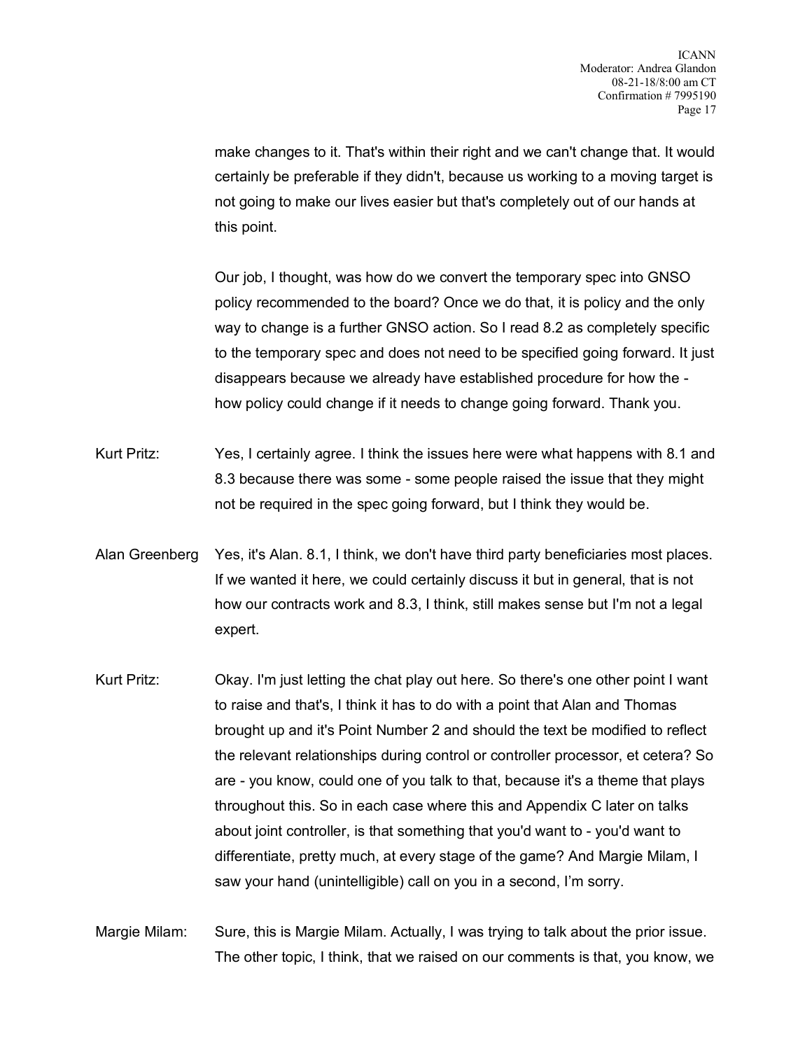make changes to it. That's within their right and we can't change that. It would certainly be preferable if they didn't, because us working to a moving target is not going to make our lives easier but that's completely out of our hands at this point.

Our job, I thought, was how do we convert the temporary spec into GNSO policy recommended to the board? Once we do that, it is policy and the only way to change is a further GNSO action. So I read 8.2 as completely specific to the temporary spec and does not need to be specified going forward. It just disappears because we already have established procedure for how the - how policy could change if it needs to change going forward. Thank you.

Kurt Pritz: Yes, I certainly agree. I think the issues here were what happens with 8.1 and 8.3 because there was some - some people raised the issue that they might not be required in the spec going forward, but I think they would be.

Alan Greenberg Yes, it's Alan. 8.1, I think, we don't have third party beneficiaries most places. If we wanted it here, we could certainly discuss it but in general, that is not how our contracts work and 8.3, I think, still makes sense but I'm not a legal expert.

Kurt Pritz: Okay. I'm just letting the chat play out here. So there's one other point I want to raise and that's, I think it has to do with a point that Alan and Thomas brought up and it's Point Number 2 and should the text be modified to reflect the relevant relationships during control or controller processor, et cetera? So are - you know, could one of you talk to that, because it's a theme that plays throughout this. So in each case where this and Appendix C later on talks about joint controller, is that something that you'd want to - you'd want to differentiate, pretty much, at every stage of the game? And Margie Milam, I saw your hand (unintelligible) call on you in a second, I'm sorry.

Margie Milam: Sure, this is Margie Milam. Actually, I was trying to talk about the prior issue. The other topic, I think, that we raised on our comments is that, you know, we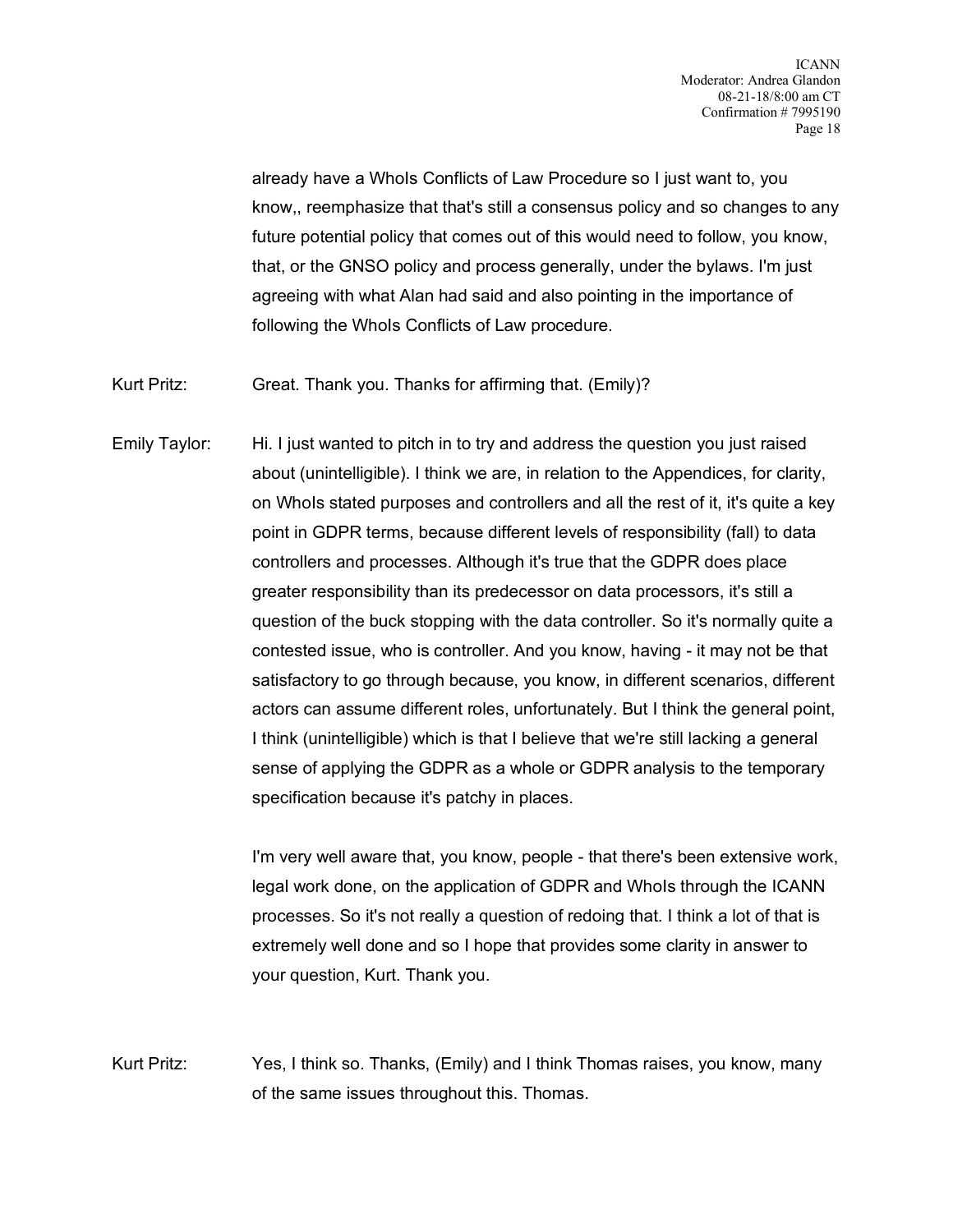already have a WhoIs Conflicts of Law Procedure so I just want to, you know,, reemphasize that that's still a consensus policy and so changes to any future potential policy that comes out of this would need to follow, you know, that, or the GNSO policy and process generally, under the bylaws. I'm just agreeing with what Alan had said and also pointing in the importance of following the WhoIs Conflicts of Law procedure.

Kurt Pritz: Great. Thank you. Thanks for affirming that. (Emily)?

Emily Taylor: Hi. I just wanted to pitch in to try and address the question you just raised about (unintelligible). I think we are, in relation to the Appendices, for clarity, on WhoIs stated purposes and controllers and all the rest of it, it's quite a key point in GDPR terms, because different levels of responsibility (fall) to data controllers and processes. Although it's true that the GDPR does place greater responsibility than its predecessor on data processors, it's still a question of the buck stopping with the data controller. So it's normally quite a contested issue, who is controller. And you know, having - it may not be that satisfactory to go through because, you know, in different scenarios, different actors can assume different roles, unfortunately. But I think the general point, I think (unintelligible) which is that I believe that we're still lacking a general sense of applying the GDPR as a whole or GDPR analysis to the temporary specification because it's patchy in places.

I'm very well aware that, you know, people - that there's been extensive work, legal work done, on the application of GDPR and WhoIs through the ICANN processes. So it's not really a question of redoing that. I think a lot of that is extremely well done and so I hope that provides some clarity in answer to your question, Kurt. Thank you.

Kurt Pritz: Yes, I think so. Thanks, (Emily) and I think Thomas raises, you know, many of the same issues throughout this. Thomas.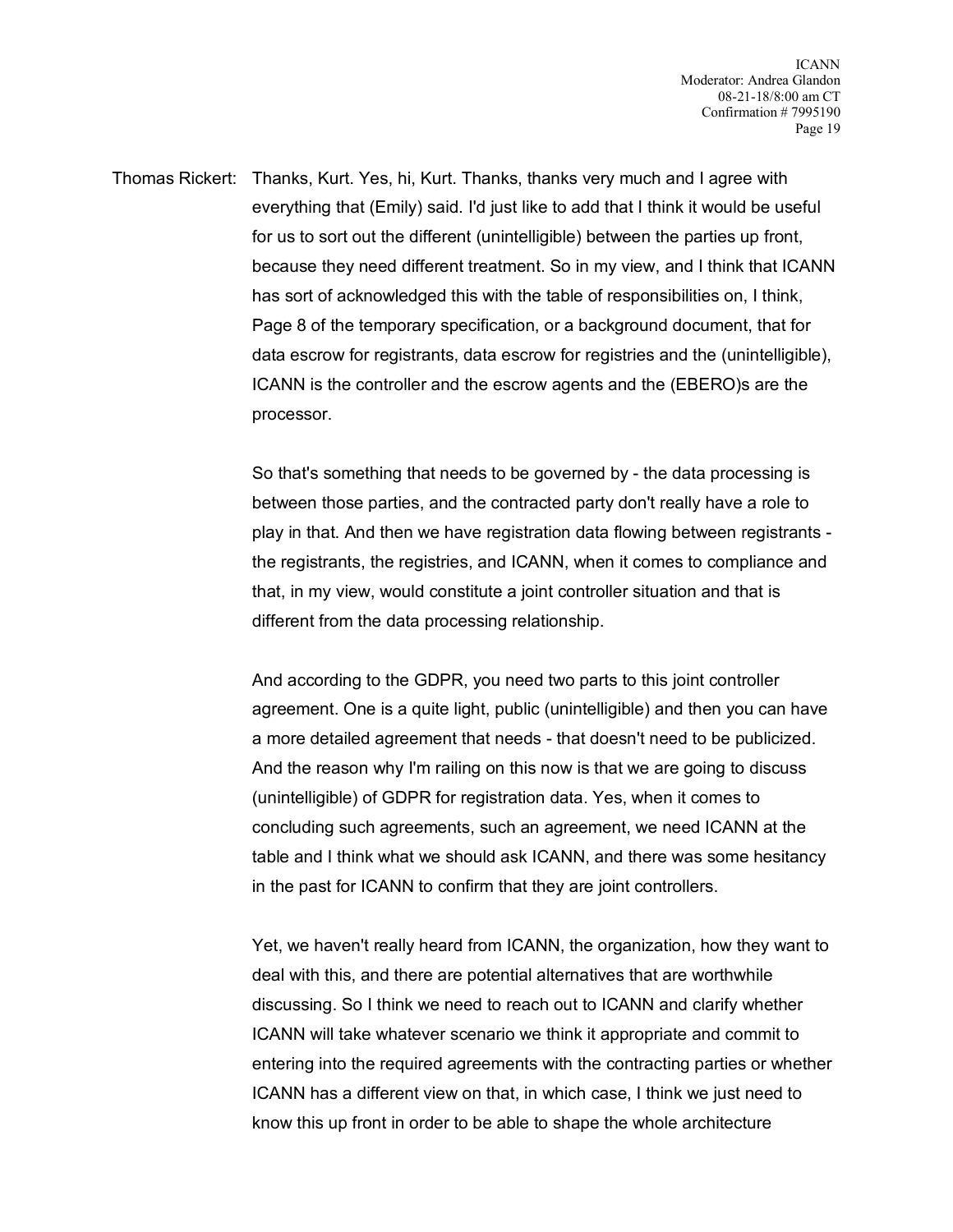Thomas Rickert: Thanks, Kurt. Yes, hi, Kurt. Thanks, thanks very much and I agree with everything that (Emily) said. I'd just like to add that I think it would be useful for us to sort out the different (unintelligible) between the parties up front, because they need different treatment. So in my view, and I think that ICANN has sort of acknowledged this with the table of responsibilities on, I think, Page 8 of the temporary specification, or a background document, that for data escrow for registrants, data escrow for registries and the (unintelligible), ICANN is the controller and the escrow agents and the (EBERO)s are the processor.

So that's something that needs to be governed by - the data processing is between those parties, and the contracted party don't really have a role to play in that. And then we have registration data flowing between registrants - the registrants, the registries, and ICANN, when it comes to compliance and that, in my view, would constitute a joint controller situation and that is different from the data processing relationship.

And according to the GDPR, you need two parts to this joint controller agreement. One is a quite light, public (unintelligible) and then you can have a more detailed agreement that needs - that doesn't need to be publicized. And the reason why I'm railing on this now is that we are going to discuss (unintelligible) of GDPR for registration data. Yes, when it comes to concluding such agreements, such an agreement, we need ICANN at the table and I think what we should ask ICANN, and there was some hesitancy in the past for ICANN to confirm that they are joint controllers.

Yet, we haven't really heard from ICANN, the organization, how they want to deal with this, and there are potential alternatives that are worthwhile discussing. So I think we need to reach out to ICANN and clarify whether ICANN will take whatever scenario we think it appropriate and commit to entering into the required agreements with the contracting parties or whether ICANN has a different view on that, in which case, I think we just need to know this up front in order to be able to shape the whole architecture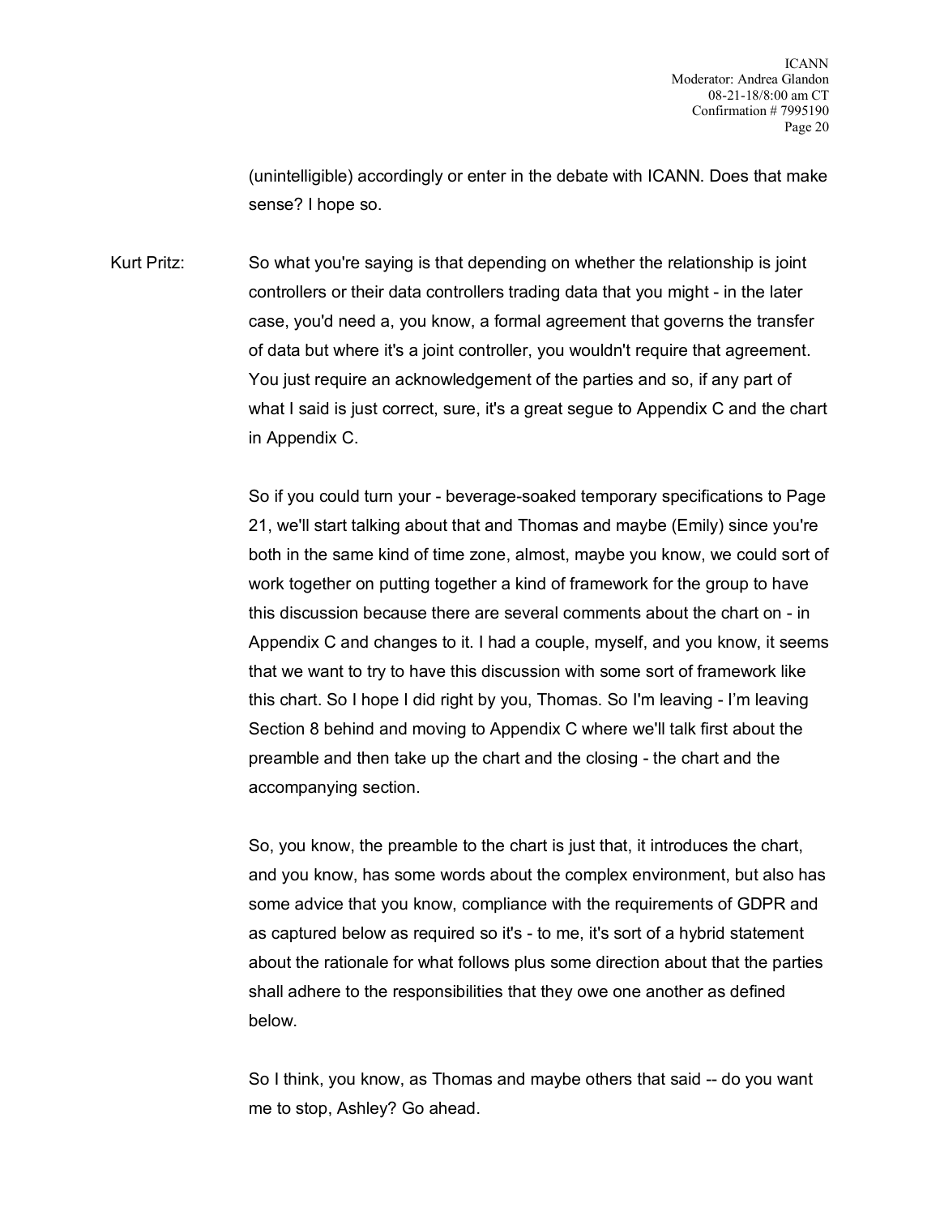(unintelligible) accordingly or enter in the debate with ICANN. Does that make sense? I hope so.

Kurt Pritz: So what you're saying is that depending on whether the relationship is joint controllers or their data controllers trading data that you might - in the later case, you'd need a, you know, a formal agreement that governs the transfer of data but where it's a joint controller, you wouldn't require that agreement. You just require an acknowledgement of the parties and so, if any part of what I said is just correct, sure, it's a great segue to Appendix C and the chart in Appendix C.

So if you could turn your - beverage-soaked temporary specifications to Page 21, we'll start talking about that and Thomas and maybe (Emily) since you're both in the same kind of time zone, almost, maybe you know, we could sort of work together on putting together a kind of framework for the group to have this discussion because there are several comments about the chart on - in Appendix C and changes to it. I had a couple, myself, and you know, it seems that we want to try to have this discussion with some sort of framework like this chart. So I hope I did right by you, Thomas. So I'm leaving - I'm leaving Section 8 behind and moving to Appendix C where we'll talk first about the preamble and then take up the chart and the closing - the chart and the accompanying section.

So, you know, the preamble to the chart is just that, it introduces the chart, and you know, has some words about the complex environment, but also has some advice that you know, compliance with the requirements of GDPR and as captured below as required so it's - to me, it's sort of a hybrid statement about the rationale for what follows plus some direction about that the parties shall adhere to the responsibilities that they owe one another as defined below.

So I think, you know, as Thomas and maybe others that said -- do you want me to stop, Ashley? Go ahead.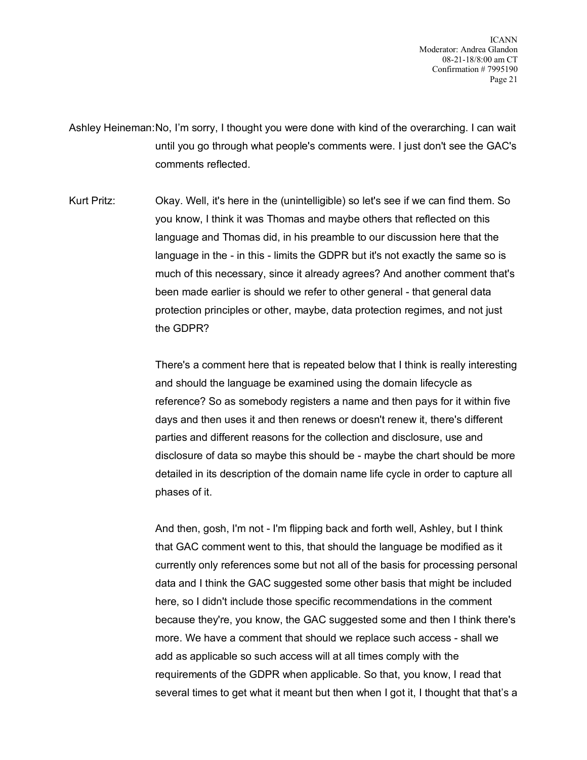Ashley Heineman: No, I'm sorry, I thought you were done with kind of the overarching. I can wait until you go through what people's comments were. I just don't see the GAC's comments reflected.

Kurt Pritz: Okay. Well, it's here in the (unintelligible) so let's see if we can find them. So you know, I think it was Thomas and maybe others that reflected on this language and Thomas did, in his preamble to our discussion here that the language in the - in this - limits the GDPR but it's not exactly the same so is much of this necessary, since it already agrees? And another comment that's been made earlier is should we refer to other general - that general data protection principles or other, maybe, data protection regimes, and not just the GDPR?

There's a comment here that is repeated below that I think is really interesting and should the language be examined using the domain lifecycle as reference? So as somebody registers a name and then pays for it within five days and then uses it and then renews or doesn't renew it, there's different parties and different reasons for the collection and disclosure, use and disclosure of data so maybe this should be - maybe the chart should be more detailed in its description of the domain name life cycle in order to capture all phases of it.

And then, gosh, I'm not - I'm flipping back and forth well, Ashley, but I think that GAC comment went to this, that should the language be modified as it currently only references some but not all of the basis for processing personal data and I think the GAC suggested some other basis that might be included here, so I didn't include those specific recommendations in the comment because they're, you know, the GAC suggested some and then I think there's more. We have a comment that should we replace such access - shall we add as applicable so such access will at all times comply with the requirements of the GDPR when applicable. So that, you know, I read that several times to get what it meant but then when I got it, I thought that that's a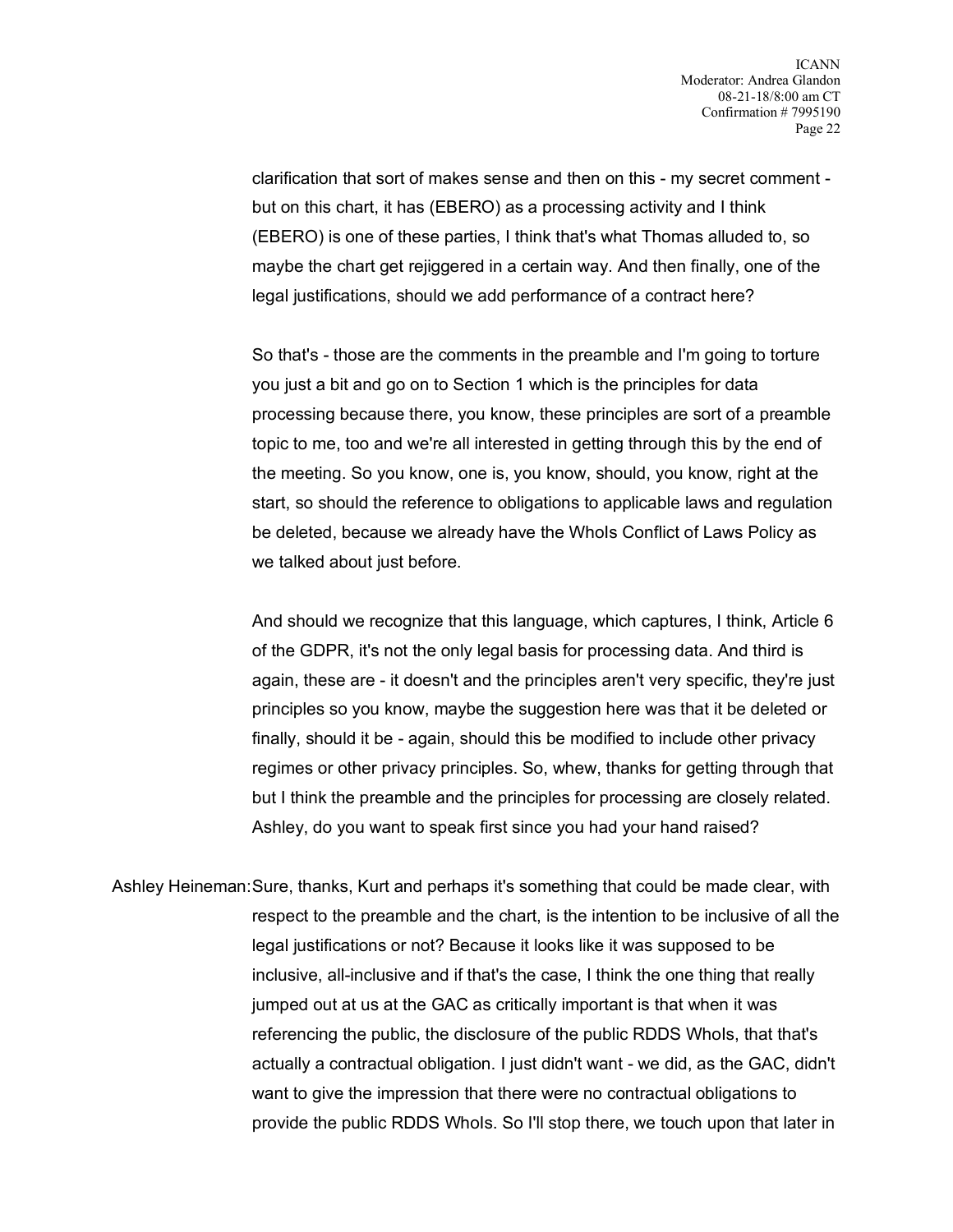clarification that sort of makes sense and then on this - my secret comment - but on this chart, it has (EBERO) as a processing activity and I think (EBERO) is one of these parties, I think that's what Thomas alluded to, so maybe the chart get rejiggered in a certain way. And then finally, one of the legal justifications, should we add performance of a contract here?

So that's - those are the comments in the preamble and I'm going to torture you just a bit and go on to Section 1 which is the principles for data processing because there, you know, these principles are sort of a preamble topic to me, too and we're all interested in getting through this by the end of the meeting. So you know, one is, you know, should, you know, right at the start, so should the reference to obligations to applicable laws and regulation be deleted, because we already have the WhoIs Conflict of Laws Policy as we talked about just before.

And should we recognize that this language, which captures, I think, Article 6 of the GDPR, it's not the only legal basis for processing data. And third is again, these are - it doesn't and the principles aren't very specific, they're just principles so you know, maybe the suggestion here was that it be deleted or finally, should it be - again, should this be modified to include other privacy regimes or other privacy principles. So, whew, thanks for getting through that but I think the preamble and the principles for processing are closely related. Ashley, do you want to speak first since you had your hand raised?

Ashley Heineman: Sure, thanks, Kurt and perhaps it's something that could be made clear, with respect to the preamble and the chart, is the intention to be inclusive of all the legal justifications or not? Because it looks like it was supposed to be inclusive, all-inclusive and if that's the case, I think the one thing that really jumped out at us at the GAC as critically important is that when it was referencing the public, the disclosure of the public RDDS WhoIs, that that's actually a contractual obligation. I just didn't want - we did, as the GAC, didn't want to give the impression that there were no contractual obligations to provide the public RDDS WhoIs. So I'll stop there, we touch upon that later in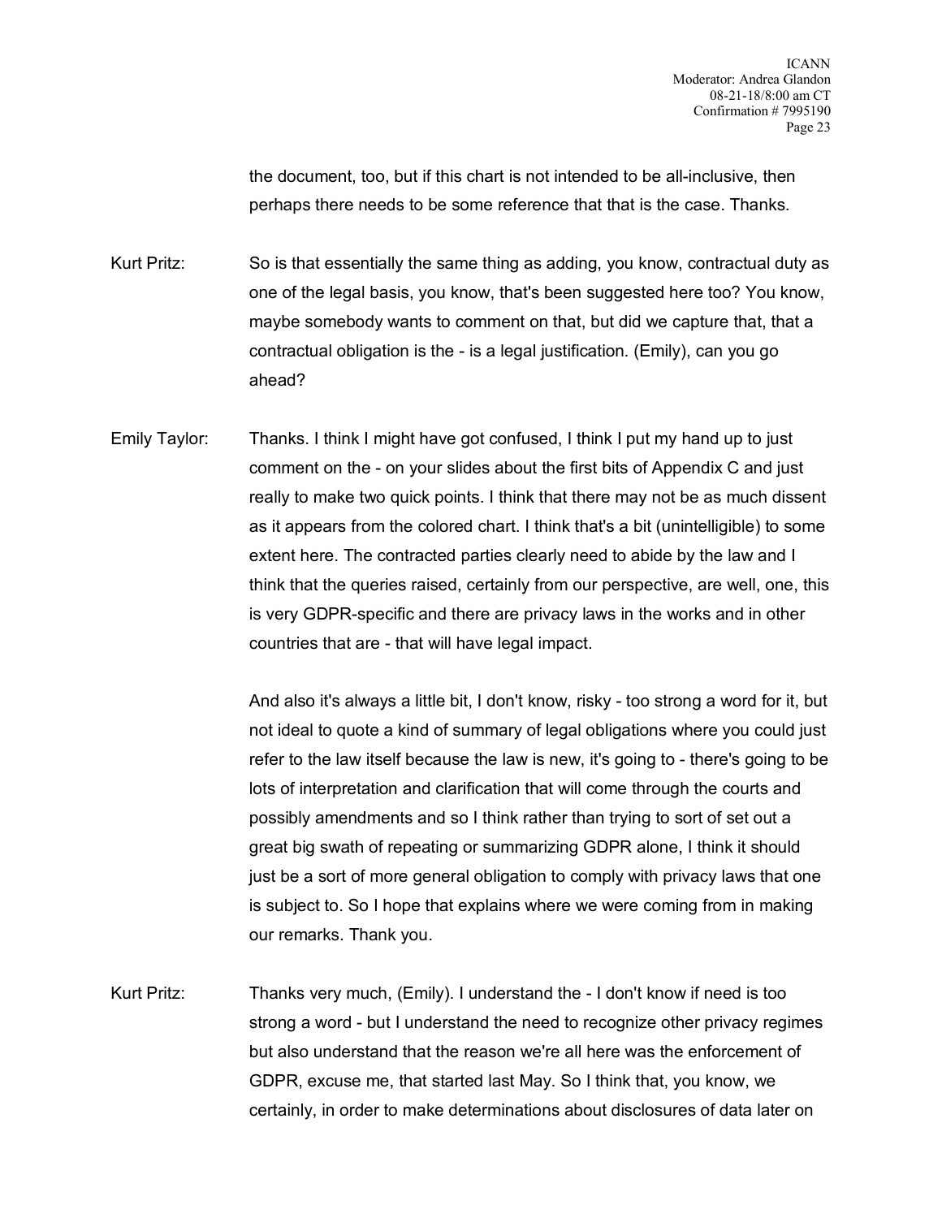the document, too, but if this chart is not intended to be all-inclusive, then perhaps there needs to be some reference that that is the case. Thanks.

Kurt Pritz: So is that essentially the same thing as adding, you know, contractual duty as one of the legal basis, you know, that's been suggested here too? You know, maybe somebody wants to comment on that, but did we capture that, that a contractual obligation is the - is a legal justification. (Emily), can you go ahead?

Emily Taylor: Thanks. I think I might have got confused, I think I put my hand up to just comment on the - on your slides about the first bits of Appendix C and just really to make two quick points. I think that there may not be as much dissent as it appears from the colored chart. I think that's a bit (unintelligible) to some extent here. The contracted parties clearly need to abide by the law and I think that the queries raised, certainly from our perspective, are well, one, this is very GDPR-specific and there are privacy laws in the works and in other countries that are - that will have legal impact.

And also it's always a little bit, I don't know, risky - too strong a word for it, but not ideal to quote a kind of summary of legal obligations where you could just refer to the law itself because the law is new, it's going to - there's going to be lots of interpretation and clarification that will come through the courts and possibly amendments and so I think rather than trying to sort of set out a great big swath of repeating or summarizing GDPR alone, I think it should just be a sort of more general obligation to comply with privacy laws that one is subject to. So I hope that explains where we were coming from in making our remarks. Thank you.

Kurt Pritz: Thanks very much, (Emily). I understand the - I don't know if need is too strong a word - but I understand the need to recognize other privacy regimes but also understand that the reason we're all here was the enforcement of GDPR, excuse me, that started last May. So I think that, you know, we certainly, in order to make determinations about disclosures of data later on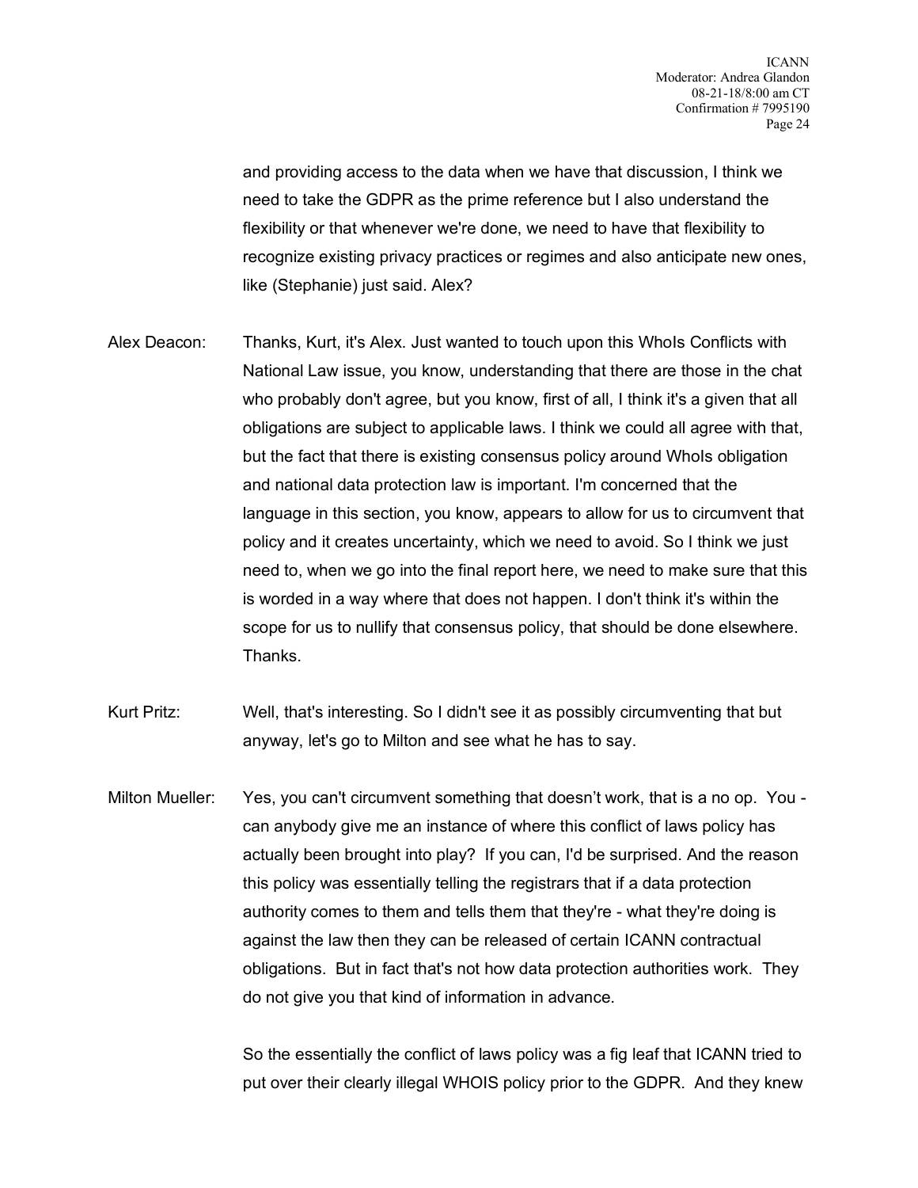and providing access to the data when we have that discussion, I think we need to take the GDPR as the prime reference but I also understand the flexibility or that whenever we're done, we need to have that flexibility to recognize existing privacy practices or regimes and also anticipate new ones, like (Stephanie) just said. Alex?

Alex Deacon: Thanks, Kurt, it's Alex. Just wanted to touch upon this WhoIs Conflicts with National Law issue, you know, understanding that there are those in the chat who probably don't agree, but you know, first of all, I think it's a given that all obligations are subject to applicable laws. I think we could all agree with that, but the fact that there is existing consensus policy around WhoIs obligation and national data protection law is important. I'm concerned that the language in this section, you know, appears to allow for us to circumvent that policy and it creates uncertainty, which we need to avoid. So I think we just need to, when we go into the final report here, we need to make sure that this is worded in a way where that does not happen. I don't think it's within the scope for us to nullify that consensus policy, that should be done elsewhere. Thanks.

Kurt Pritz: Well, that's interesting. So I didn't see it as possibly circumventing that but anyway, let's go to Milton and see what he has to say.

Milton Mueller: Yes, you can't circumvent something that doesn't work, that is a no op. You - can anybody give me an instance of where this conflict of laws policy has actually been brought into play? If you can, I'd be surprised. And the reason this policy was essentially telling the registrars that if a data protection authority comes to them and tells them that they're - what they're doing is against the law then they can be released of certain ICANN contractual obligations. But in fact that's not how data protection authorities work. They do not give you that kind of information in advance.

So the essentially the conflict of laws policy was a fig leaf that ICANN tried to put over their clearly illegal WHOIS policy prior to the GDPR. And they knew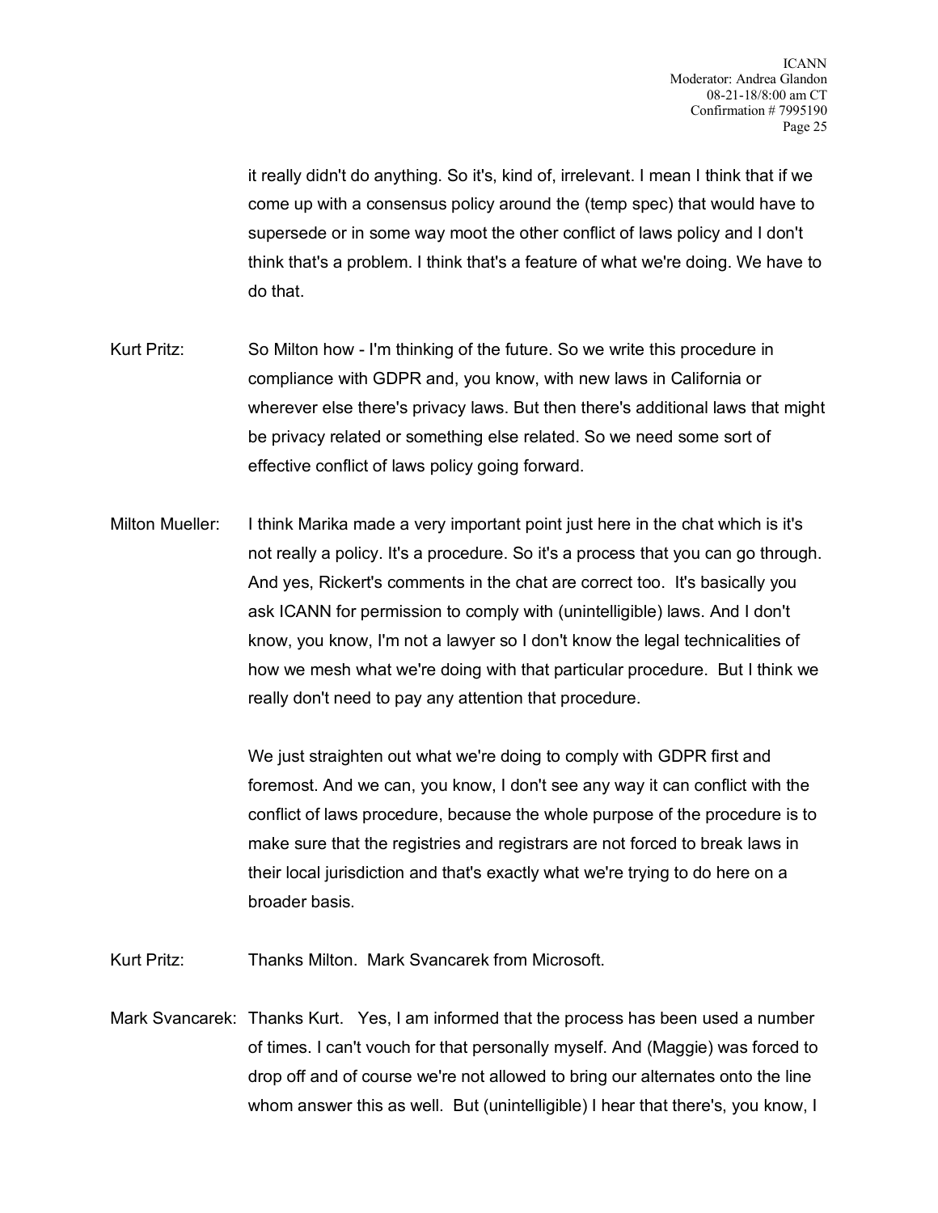it really didn't do anything. So it's, kind of, irrelevant. I mean I think that if we come up with a consensus policy around the (temp spec) that would have to supersede or in some way moot the other conflict of laws policy and I don't think that's a problem. I think that's a feature of what we're doing. We have to do that.

Kurt Pritz: So Milton how - I'm thinking of the future. So we write this procedure in compliance with GDPR and, you know, with new laws in California or wherever else there's privacy laws. But then there's additional laws that might be privacy related or something else related. So we need some sort of effective conflict of laws policy going forward.

Milton Mueller: I think Marika made a very important point just here in the chat which is it's not really a policy. It's a procedure. So it's a process that you can go through. And yes, Rickert's comments in the chat are correct too. It's basically you ask ICANN for permission to comply with (unintelligible) laws. And I don't know, you know, I'm not a lawyer so I don't know the legal technicalities of how we mesh what we're doing with that particular procedure. But I think we really don't need to pay any attention that procedure.

We just straighten out what we're doing to comply with GDPR first and foremost. And we can, you know, I don't see any way it can conflict with the conflict of laws procedure, because the whole purpose of the procedure is to make sure that the registries and registrars are not forced to break laws in their local jurisdiction and that's exactly what we're trying to do here on a broader basis.

Kurt Pritz: Thanks Milton. Mark Svancarek from Microsoft.

Mark Svancarek: Thanks Kurt. Yes, I am informed that the process has been used a number of times. I can't vouch for that personally myself. And (Maggie) was forced to drop off and of course we're not allowed to bring our alternates onto the line whom answer this as well. But (unintelligible) I hear that there's, you know, I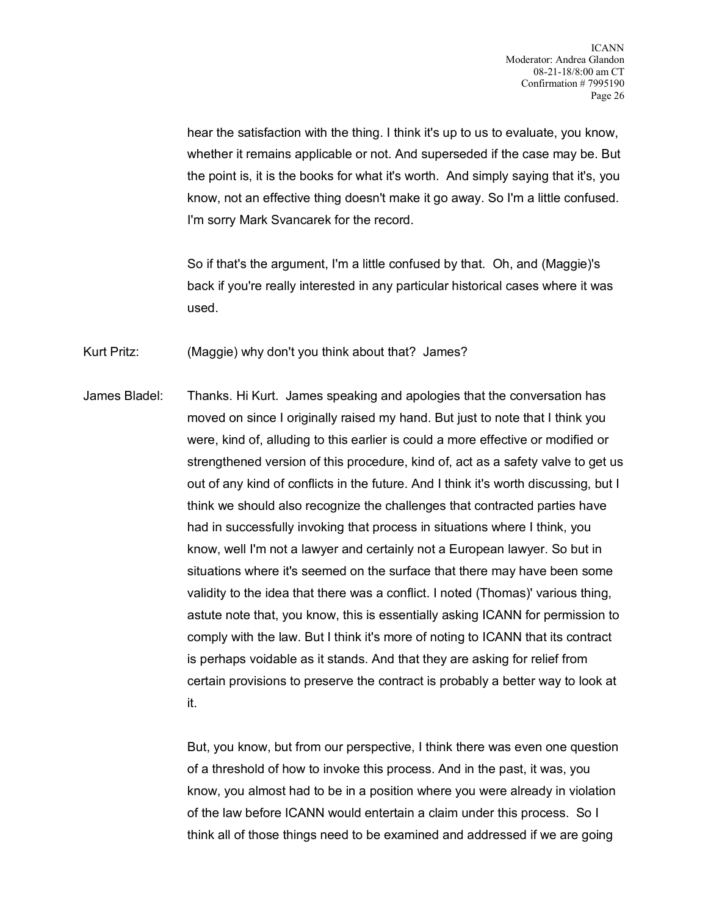hear the satisfaction with the thing. I think it's up to us to evaluate, you know, whether it remains applicable or not. And superseded if the case may be. But the point is, it is the books for what it's worth. And simply saying that it's, you know, not an effective thing doesn't make it go away. So I'm a little confused. I'm sorry Mark Svancarek for the record.

So if that's the argument, I'm a little confused by that. Oh, and (Maggie)'s back if you're really interested in any particular historical cases where it was used.

Kurt Pritz: (Maggie) why don't you think about that? James?

James Bladel: Thanks. Hi Kurt. James speaking and apologies that the conversation has moved on since I originally raised my hand. But just to note that I think you were, kind of, alluding to this earlier is could a more effective or modified or strengthened version of this procedure, kind of, act as a safety valve to get us out of any kind of conflicts in the future. And I think it's worth discussing, but I think we should also recognize the challenges that contracted parties have had in successfully invoking that process in situations where I think, you know, well I'm not a lawyer and certainly not a European lawyer. So but in situations where it's seemed on the surface that there may have been some validity to the idea that there was a conflict. I noted (Thomas)' various thing, astute note that, you know, this is essentially asking ICANN for permission to comply with the law. But I think it's more of noting to ICANN that its contract is perhaps voidable as it stands. And that they are asking for relief from certain provisions to preserve the contract is probably a better way to look at it.

But, you know, but from our perspective, I think there was even one question of a threshold of how to invoke this process. And in the past, it was, you know, you almost had to be in a position where you were already in violation of the law before ICANN would entertain a claim under this process. So I think all of those things need to be examined and addressed if we are going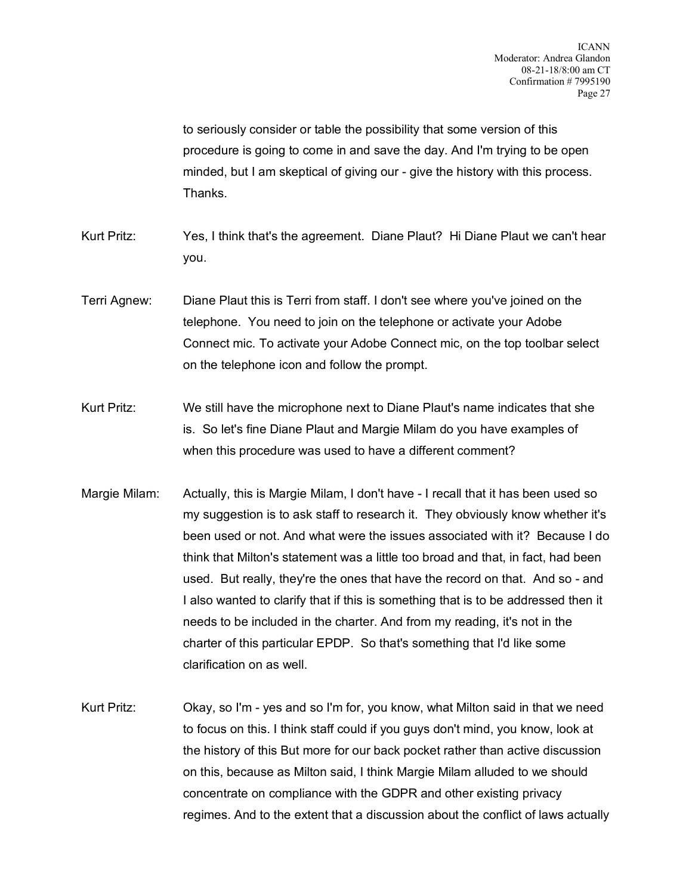to seriously consider or table the possibility that some version of this procedure is going to come in and save the day. And I'm trying to be open minded, but I am skeptical of giving our - give the history with this process. Thanks.

Kurt Pritz: Yes, I think that's the agreement. Diane Plaut? Hi Diane Plaut we can't hear you.

Terri Agnew: Diane Plaut this is Terri from staff. I don't see where you've joined on the telephone. You need to join on the telephone or activate your Adobe Connect mic. To activate your Adobe Connect mic, on the top toolbar select on the telephone icon and follow the prompt.

Kurt Pritz: We still have the microphone next to Diane Plaut's name indicates that she is. So let's fine Diane Plaut and Margie Milam do you have examples of when this procedure was used to have a different comment?

Margie Milam: Actually, this is Margie Milam, I don't have - I recall that it has been used so my suggestion is to ask staff to research it. They obviously know whether it's been used or not. And what were the issues associated with it? Because I do think that Milton's statement was a little too broad and that, in fact, had been used. But really, they're the ones that have the record on that. And so - and I also wanted to clarify that if this is something that is to be addressed then it needs to be included in the charter. And from my reading, it's not in the charter of this particular EPDP. So that's something that I'd like some clarification on as well.

Kurt Pritz: Okay, so I'm - yes and so I'm for, you know, what Milton said in that we need to focus on this. I think staff could if you guys don't mind, you know, look at the history of this But more for our back pocket rather than active discussion on this, because as Milton said, I think Margie Milam alluded to we should concentrate on compliance with the GDPR and other existing privacy regimes. And to the extent that a discussion about the conflict of laws actually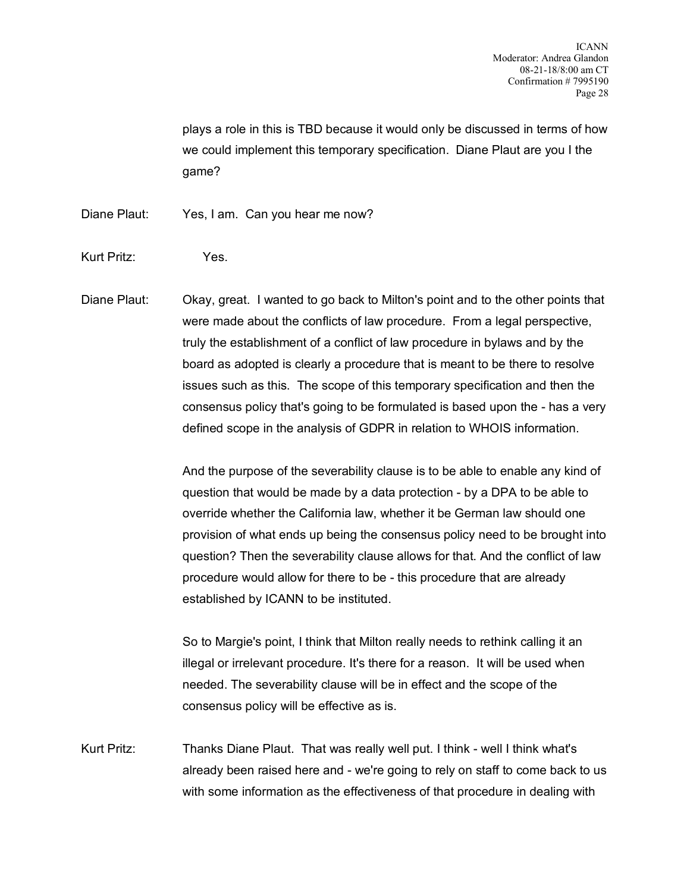plays a role in this is TBD because it would only be discussed in terms of how we could implement this temporary specification. Diane Plaut are you I the game?

Diane Plaut: Yes, I am. Can you hear me now?

Kurt Pritz: Yes.

Diane Plaut: Okay, great. I wanted to go back to Milton's point and to the other points that were made about the conflicts of law procedure. From a legal perspective, truly the establishment of a conflict of law procedure in bylaws and by the board as adopted is clearly a procedure that is meant to be there to resolve issues such as this. The scope of this temporary specification and then the consensus policy that's going to be formulated is based upon the - has a very defined scope in the analysis of GDPR in relation to WHOIS information.

And the purpose of the severability clause is to be able to enable any kind of question that would be made by a data protection - by a DPA to be able to override whether the California law, whether it be German law should one provision of what ends up being the consensus policy need to be brought into question? Then the severability clause allows for that. And the conflict of law procedure would allow for there to be - this procedure that are already established by ICANN to be instituted.

So to Margie's point, I think that Milton really needs to rethink calling it an illegal or irrelevant procedure. It's there for a reason. It will be used when needed. The severability clause will be in effect and the scope of the consensus policy will be effective as is.

Kurt Pritz: Thanks Diane Plaut. That was really well put. I think - well I think what's already been raised here and - we're going to rely on staff to come back to us with some information as the effectiveness of that procedure in dealing with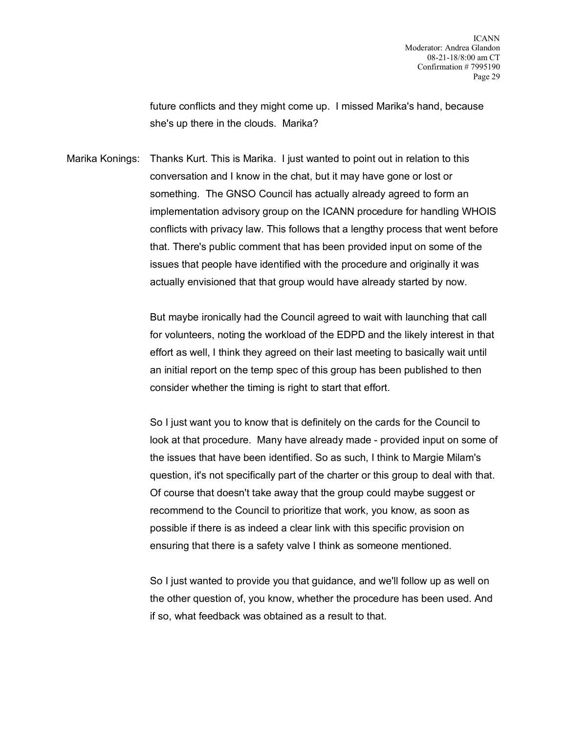future conflicts and they might come up. I missed Marika's hand, because she's up there in the clouds. Marika?

Marika Konings: Thanks Kurt. This is Marika. I just wanted to point out in relation to this conversation and I know in the chat, but it may have gone or lost or something. The GNSO Council has actually already agreed to form an implementation advisory group on the ICANN procedure for handling WHOIS conflicts with privacy law. This follows that a lengthy process that went before that. There's public comment that has been provided input on some of the issues that people have identified with the procedure and originally it was actually envisioned that that group would have already started by now.

But maybe ironically had the Council agreed to wait with launching that call for volunteers, noting the workload of the EDPD and the likely interest in that effort as well, I think they agreed on their last meeting to basically wait until an initial report on the temp spec of this group has been published to then consider whether the timing is right to start that effort.

So I just want you to know that is definitely on the cards for the Council to look at that procedure. Many have already made - provided input on some of the issues that have been identified. So as such, I think to Margie Milam's question, it's not specifically part of the charter or this group to deal with that. Of course that doesn't take away that the group could maybe suggest or recommend to the Council to prioritize that work, you know, as soon as possible if there is as indeed a clear link with this specific provision on ensuring that there is a safety valve I think as someone mentioned.

So I just wanted to provide you that guidance, and we'll follow up as well on the other question of, you know, whether the procedure has been used. And if so, what feedback was obtained as a result to that.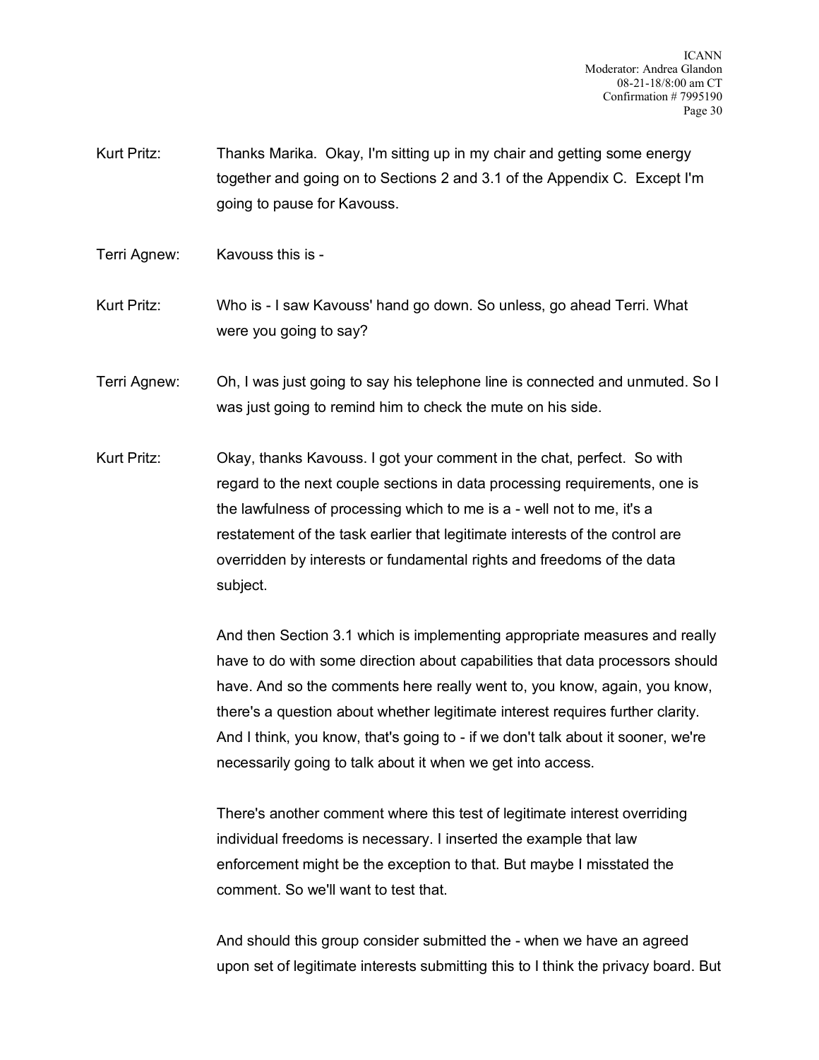Kurt Pritz: Thanks Marika. Okay, I'm sitting up in my chair and getting some energy together and going on to Sections 2 and 3.1 of the Appendix C. Except I'm going to pause for Kavouss.

Terri Agnew: Kavouss this is -

Kurt Pritz: Who is - I saw Kavouss' hand go down. So unless, go ahead Terri. What were you going to say?

Terri Agnew: Oh, I was just going to say his telephone line is connected and unmuted. So I was just going to remind him to check the mute on his side.

Kurt Pritz: Okay, thanks Kavouss. I got your comment in the chat, perfect. So with regard to the next couple sections in data processing requirements, one is the lawfulness of processing which to me is a - well not to me, it's a restatement of the task earlier that legitimate interests of the control are overridden by interests or fundamental rights and freedoms of the data subject.

And then Section 3.1 which is implementing appropriate measures and really have to do with some direction about capabilities that data processors should have. And so the comments here really went to, you know, again, you know, there's a question about whether legitimate interest requires further clarity. And I think, you know, that's going to - if we don't talk about it sooner, we're necessarily going to talk about it when we get into access.

There's another comment where this test of legitimate interest overriding individual freedoms is necessary. I inserted the example that law enforcement might be the exception to that. But maybe I misstated the comment. So we'll want to test that.

And should this group consider submitted the - when we have an agreed upon set of legitimate interests submitting this to I think the privacy board. But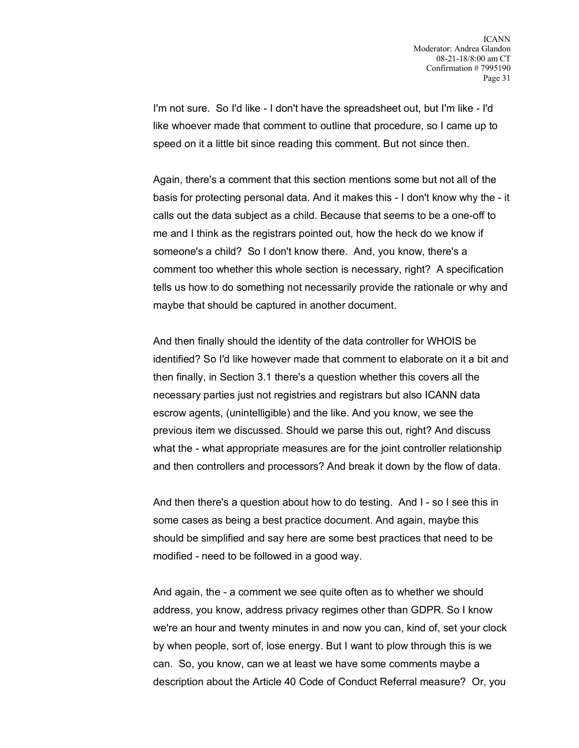I'm not sure. So I'd like - I don't have the spreadsheet out, but I'm like - I'd like whoever made that comment to outline that procedure, so I came up to speed on it a little bit since reading this comment. But not since then.

Again, there's a comment that this section mentions some but not all of the basis for protecting personal data. And it makes this - I don't know why the - it calls out the data subject as a child. Because that seems to be a one-off to me and I think as the registrars pointed out, how the heck do we know if someone's a child? So I don't know there. And, you know, there's a comment too whether this whole section is necessary, right? A specification tells us how to do something not necessarily provide the rationale or why and maybe that should be captured in another document.

And then finally should the identity of the data controller for WHOIS be identified? So I'd like however made that comment to elaborate on it a bit and then finally, in Section 3.1 there's a question whether this covers all the necessary parties just not registries and registrars but also ICANN data escrow agents, (unintelligible) and the like. And you know, we see the previous item we discussed. Should we parse this out, right? And discuss what the - what appropriate measures are for the joint controller relationship and then controllers and processors? And break it down by the flow of data.

And then there's a question about how to do testing. And I - so I see this in some cases as being a best practice document. And again, maybe this should be simplified and say here are some best practices that need to be modified - need to be followed in a good way.

And again, the - a comment we see quite often as to whether we should address, you know, address privacy regimes other than GDPR. So I know we're an hour and twenty minutes in and now you can, kind of, set your clock by when people, sort of, lose energy. But I want to plow through this is we can. So, you know, can we at least we have some comments maybe a description about the Article 40 Code of Conduct Referral measure? Or, you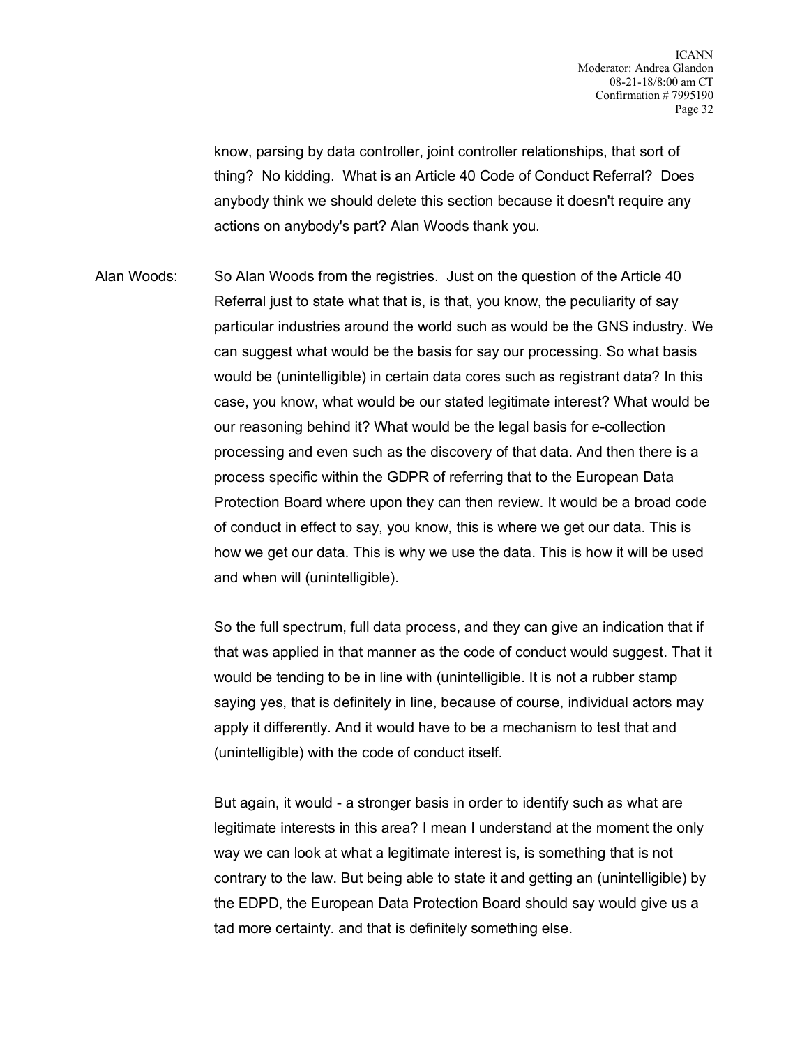know, parsing by data controller, joint controller relationships, that sort of thing? No kidding. What is an Article 40 Code of Conduct Referral? Does anybody think we should delete this section because it doesn't require any actions on anybody's part? Alan Woods thank you.

Alan Woods: So Alan Woods from the registries. Just on the question of the Article 40 Referral just to state what that is, is that, you know, the peculiarity of say particular industries around the world such as would be the GNS industry. We can suggest what would be the basis for say our processing. So what basis would be (unintelligible) in certain data cores such as registrant data? In this case, you know, what would be our stated legitimate interest? What would be our reasoning behind it? What would be the legal basis for e-collection processing and even such as the discovery of that data. And then there is a process specific within the GDPR of referring that to the European Data Protection Board where upon they can then review. It would be a broad code of conduct in effect to say, you know, this is where we get our data. This is how we get our data. This is why we use the data. This is how it will be used and when will (unintelligible).

So the full spectrum, full data process, and they can give an indication that if that was applied in that manner as the code of conduct would suggest. That it would be tending to be in line with (unintelligible. It is not a rubber stamp saying yes, that is definitely in line, because of course, individual actors may apply it differently. And it would have to be a mechanism to test that and (unintelligible) with the code of conduct itself.

But again, it would - a stronger basis in order to identify such as what are legitimate interests in this area? I mean I understand at the moment the only way we can look at what a legitimate interest is, is something that is not contrary to the law. But being able to state it and getting an (unintelligible) by the EDPD, the European Data Protection Board should say would give us a tad more certainty. and that is definitely something else.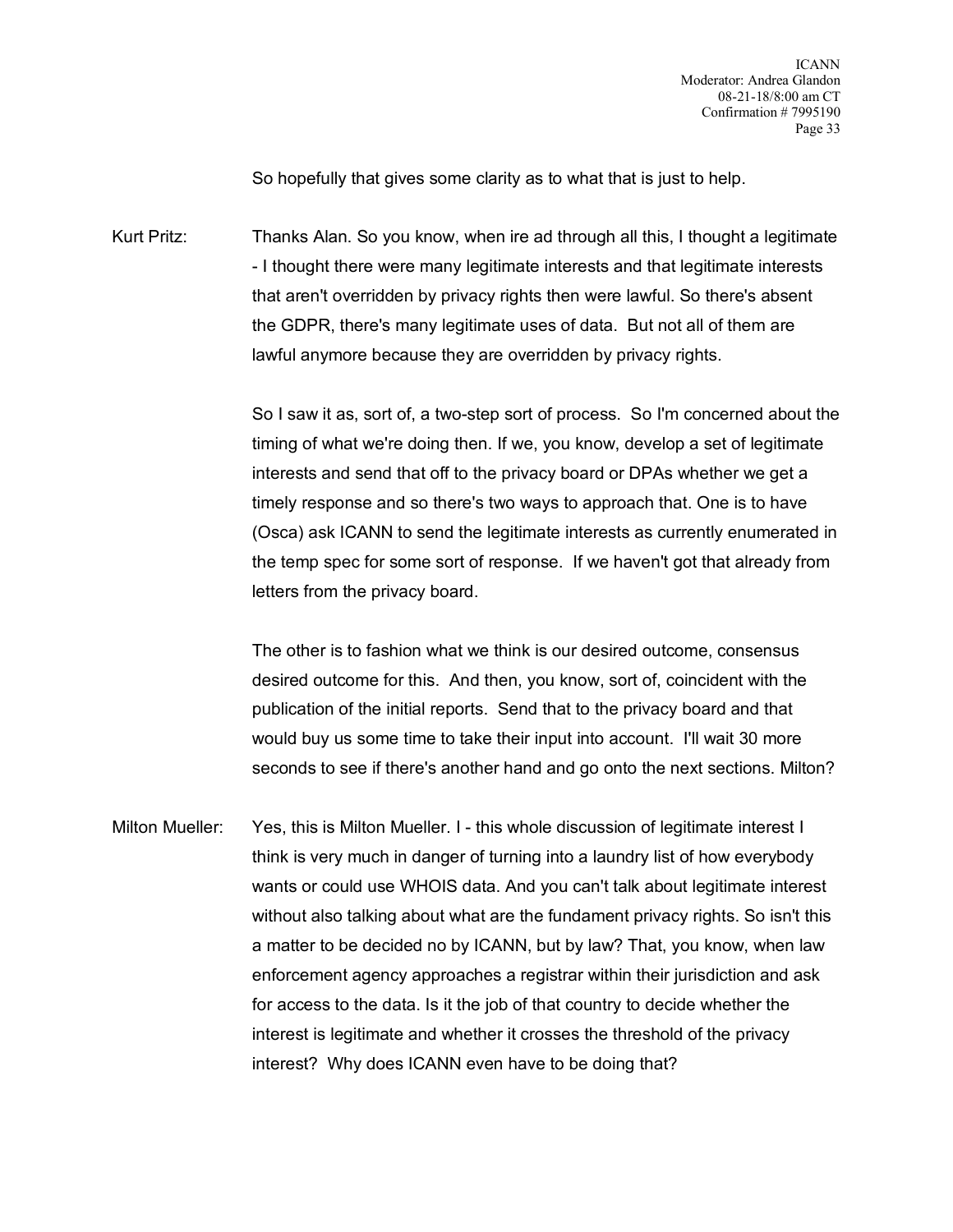So hopefully that gives some clarity as to what that is just to help.

Kurt Pritz: Thanks Alan. So you know, when ire ad through all this, I thought a legitimate - I thought there were many legitimate interests and that legitimate interests that aren't overridden by privacy rights then were lawful. So there's absent the GDPR, there's many legitimate uses of data. But not all of them are lawful anymore because they are overridden by privacy rights.

So I saw it as, sort of, a two-step sort of process. So I'm concerned about the timing of what we're doing then. If we, you know, develop a set of legitimate interests and send that off to the privacy board or DPAs whether we get a timely response and so there's two ways to approach that. One is to have (Osca) ask ICANN to send the legitimate interests as currently enumerated in the temp spec for some sort of response. If we haven't got that already from letters from the privacy board.

The other is to fashion what we think is our desired outcome, consensus desired outcome for this. And then, you know, sort of, coincident with the publication of the initial reports. Send that to the privacy board and that would buy us some time to take their input into account. I'll wait 30 more seconds to see if there's another hand and go onto the next sections. Milton?

Milton Mueller: Yes, this is Milton Mueller. I - this whole discussion of legitimate interest I think is very much in danger of turning into a laundry list of how everybody wants or could use WHOIS data. And you can't talk about legitimate interest without also talking about what are the fundament privacy rights. So isn't this a matter to be decided no by ICANN, but by law? That, you know, when law enforcement agency approaches a registrar within their jurisdiction and ask for access to the data. Is it the job of that country to decide whether the interest is legitimate and whether it crosses the threshold of the privacy interest? Why does ICANN even have to be doing that?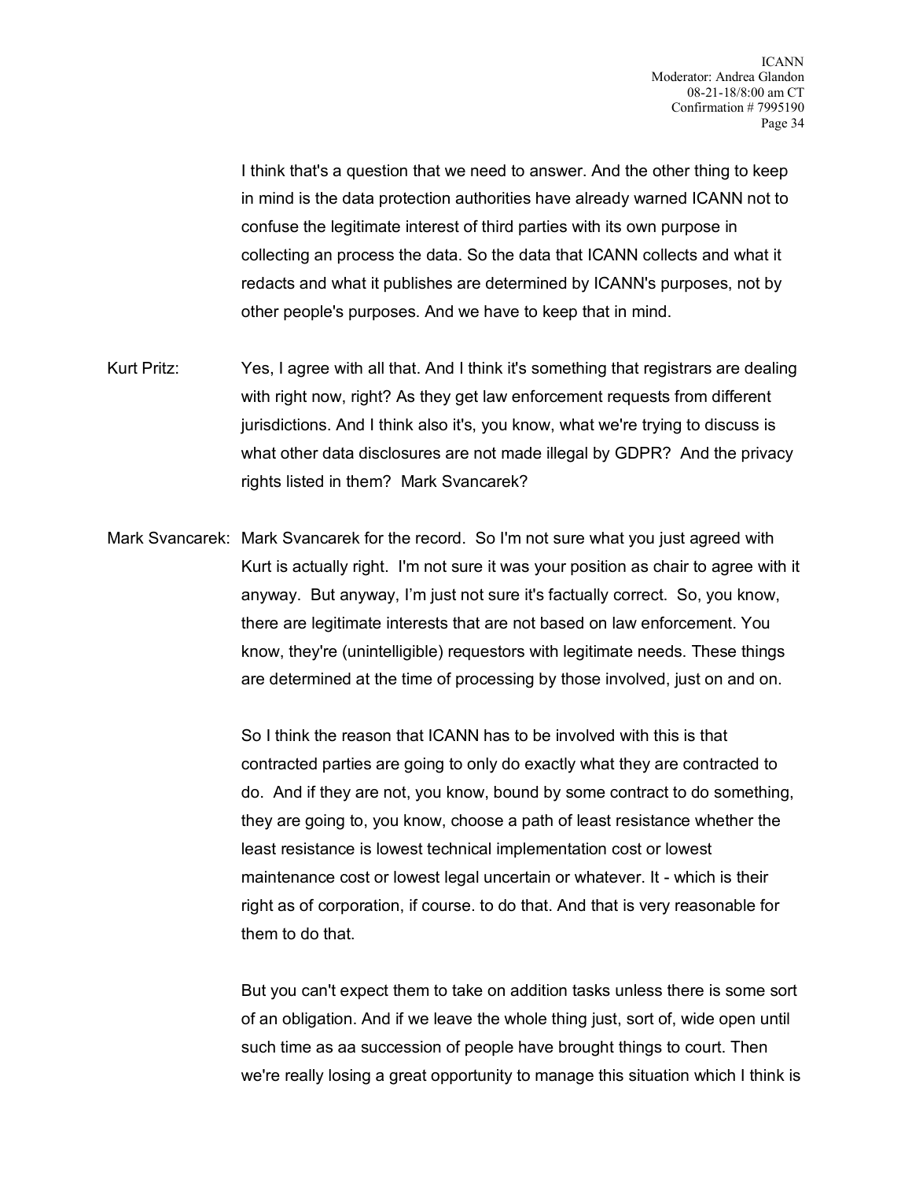I think that's a question that we need to answer. And the other thing to keep in mind is the data protection authorities have already warned ICANN not to confuse the legitimate interest of third parties with its own purpose in collecting an process the data. So the data that ICANN collects and what it redacts and what it publishes are determined by ICANN's purposes, not by other people's purposes. And we have to keep that in mind.

Kurt Pritz: Yes, I agree with all that. And I think it's something that registrars are dealing with right now, right? As they get law enforcement requests from different jurisdictions. And I think also it's, you know, what we're trying to discuss is what other data disclosures are not made illegal by GDPR? And the privacy rights listed in them? Mark Svancarek?

Mark Svancarek: Mark Svancarek for the record. So I'm not sure what you just agreed with Kurt is actually right. I'm not sure it was your position as chair to agree with it anyway. But anyway, I'm just not sure it's factually correct. So, you know, there are legitimate interests that are not based on law enforcement. You know, they're (unintelligible) requestors with legitimate needs. These things are determined at the time of processing by those involved, just on and on.

So I think the reason that ICANN has to be involved with this is that contracted parties are going to only do exactly what they are contracted to do. And if they are not, you know, bound by some contract to do something, they are going to, you know, choose a path of least resistance whether the least resistance is lowest technical implementation cost or lowest maintenance cost or lowest legal uncertain or whatever. It - which is their right as of corporation, if course. to do that. And that is very reasonable for them to do that.

But you can't expect them to take on addition tasks unless there is some sort of an obligation. And if we leave the whole thing just, sort of, wide open until such time as aa succession of people have brought things to court. Then we're really losing a great opportunity to manage this situation which I think is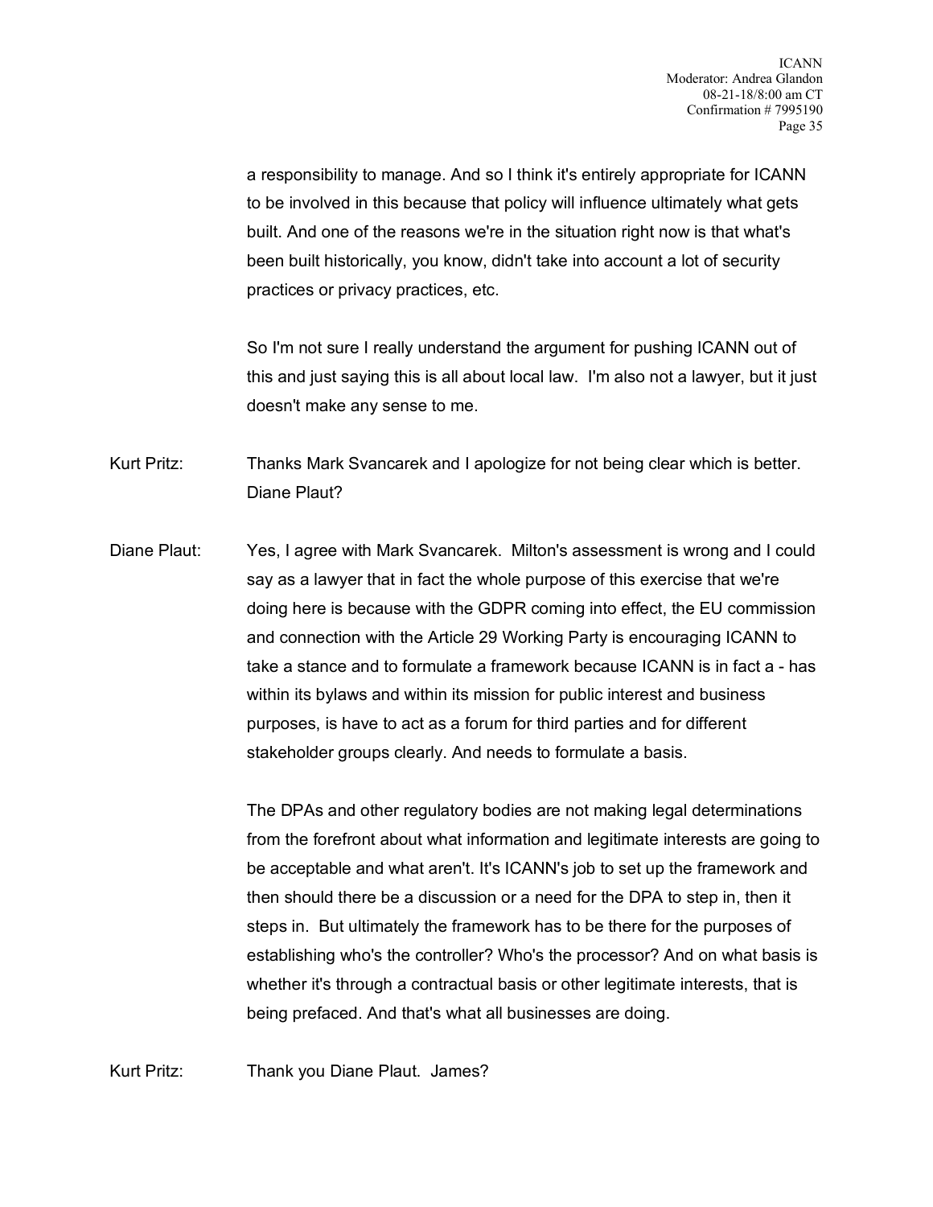a responsibility to manage. And so I think it's entirely appropriate for ICANN to be involved in this because that policy will influence ultimately what gets built. And one of the reasons we're in the situation right now is that what's been built historically, you know, didn't take into account a lot of security practices or privacy practices, etc.

So I'm not sure I really understand the argument for pushing ICANN out of this and just saying this is all about local law. I'm also not a lawyer, but it just doesn't make any sense to me.

Kurt Pritz: Thanks Mark Svancarek and I apologize for not being clear which is better. Diane Plaut?

Diane Plaut: Yes, I agree with Mark Svancarek. Milton's assessment is wrong and I could say as a lawyer that in fact the whole purpose of this exercise that we're doing here is because with the GDPR coming into effect, the EU commission and connection with the Article 29 Working Party is encouraging ICANN to take a stance and to formulate a framework because ICANN is in fact a - has within its bylaws and within its mission for public interest and business purposes, is have to act as a forum for third parties and for different stakeholder groups clearly. And needs to formulate a basis.

The DPAs and other regulatory bodies are not making legal determinations from the forefront about what information and legitimate interests are going to be acceptable and what aren't. It's ICANN's job to set up the framework and then should there be a discussion or a need for the DPA to step in, then it steps in. But ultimately the framework has to be there for the purposes of establishing who's the controller? Who's the processor? And on what basis is whether it's through a contractual basis or other legitimate interests, that is being prefaced. And that's what all businesses are doing.

Kurt Pritz: Thank you Diane Plaut. James?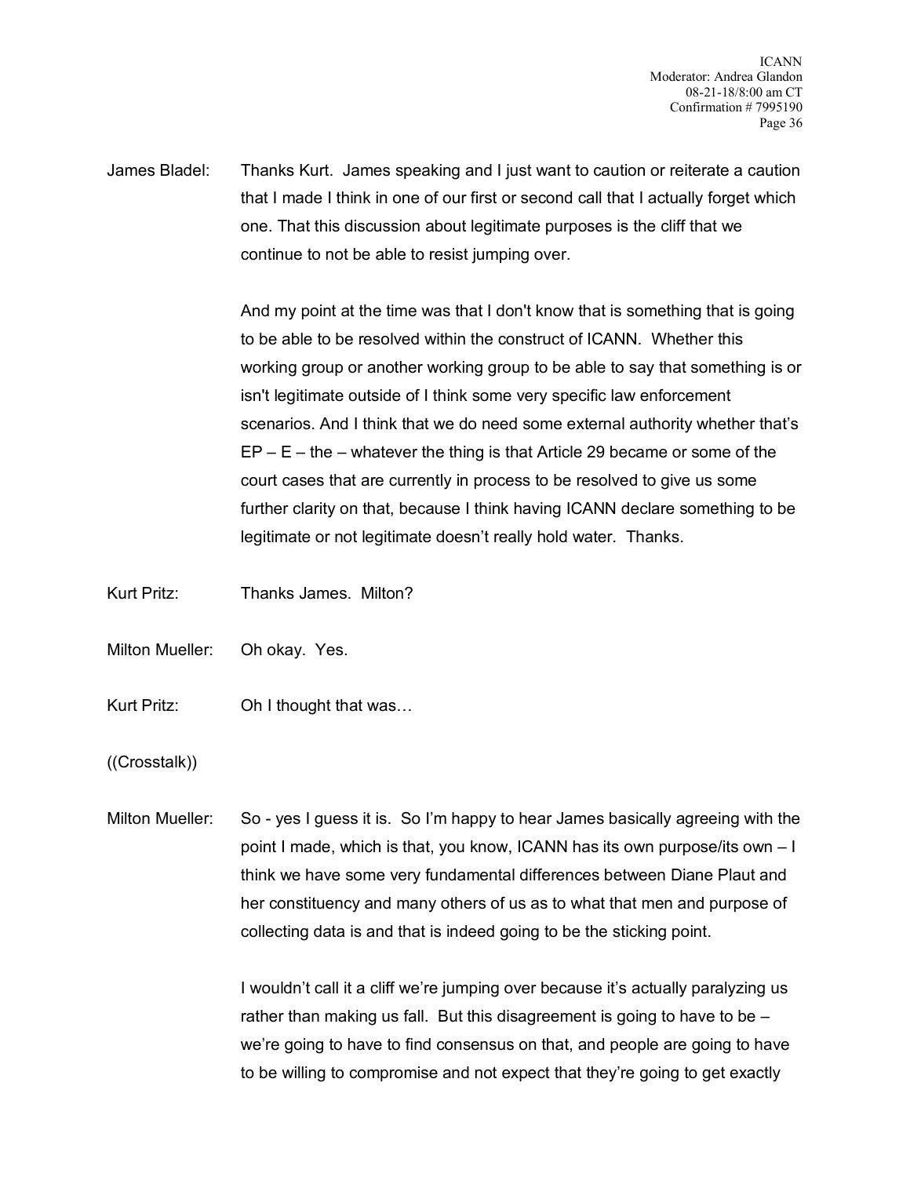James Bladel: Thanks Kurt. James speaking and I just want to caution or reiterate a caution that I made I think in one of our first or second call that I actually forget which one. That this discussion about legitimate purposes is the cliff that we continue to not be able to resist jumping over.

And my point at the time was that I don't know that is something that is going to be able to be resolved within the construct of ICANN. Whether this working group or another working group to be able to say that something is or isn't legitimate outside of I think some very specific law enforcement scenarios. And I think that we do need some external authority whether that's EP – E – the – whatever the thing is that Article 29 became or some of the court cases that are currently in process to be resolved to give us some further clarity on that, because I think having ICANN declare something to be legitimate or not legitimate doesn't really hold water. Thanks.

Kurt Pritz: Thanks James. Milton?

Milton Mueller: Oh okay. Yes.

Kurt Pritz: Oh I thought that was…

((Crosstalk))

Milton Mueller: So - yes I guess it is. So I'm happy to hear James basically agreeing with the point I made, which is that, you know, ICANN has its own purpose/its own – I think we have some very fundamental differences between Diane Plaut and her constituency and many others of us as to what that men and purpose of collecting data is and that is indeed going to be the sticking point.

I wouldn't call it a cliff we're jumping over because it's actually paralyzing us rather than making us fall. But this disagreement is going to have to be – we're going to have to find consensus on that, and people are going to have to be willing to compromise and not expect that they're going to get exactly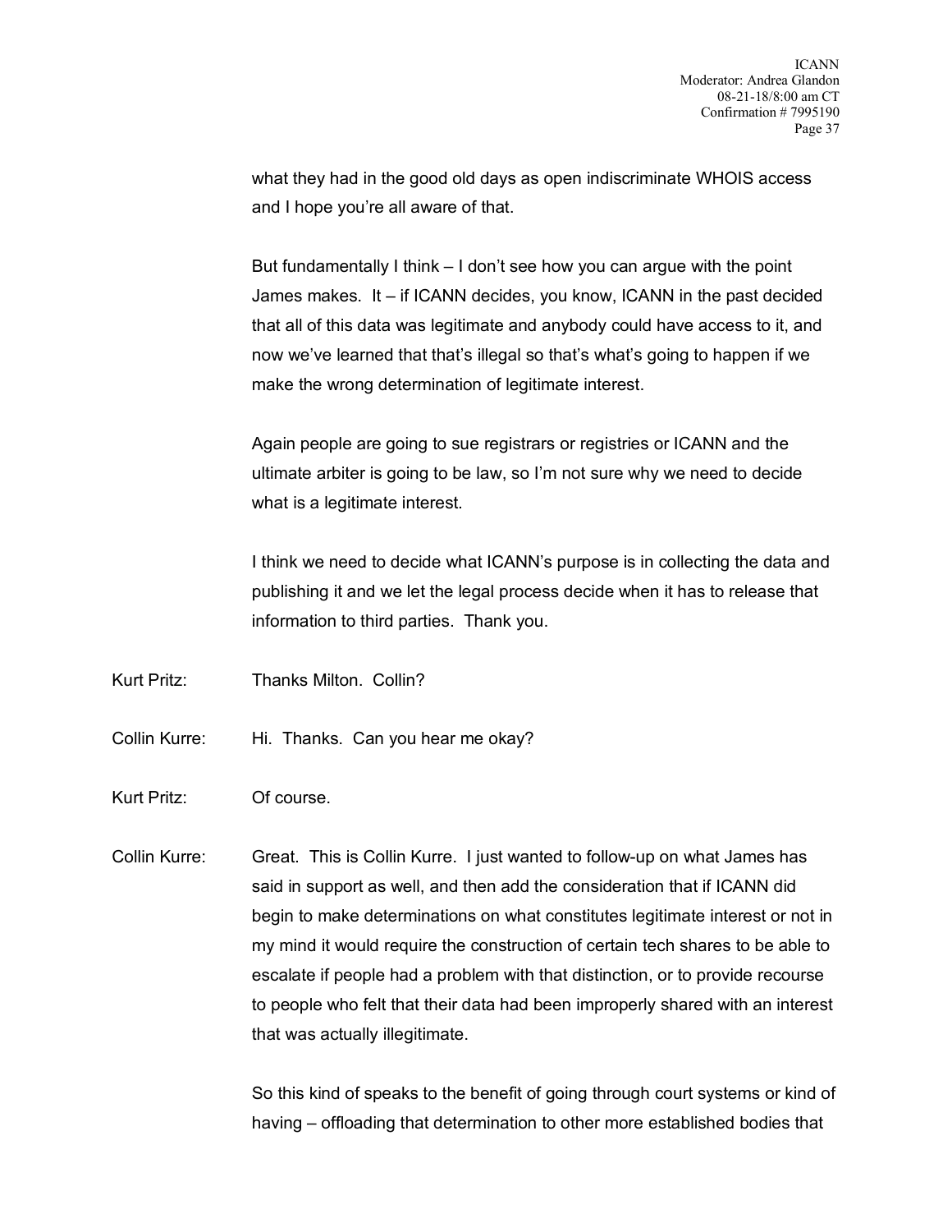what they had in the good old days as open indiscriminate WHOIS access and I hope you're all aware of that.

But fundamentally I think – I don't see how you can argue with the point James makes. It – if ICANN decides, you know, ICANN in the past decided that all of this data was legitimate and anybody could have access to it, and now we've learned that that's illegal so that's what's going to happen if we make the wrong determination of legitimate interest.

Again people are going to sue registrars or registries or ICANN and the ultimate arbiter is going to be law, so I'm not sure why we need to decide what is a legitimate interest.

I think we need to decide what ICANN's purpose is in collecting the data and publishing it and we let the legal process decide when it has to release that information to third parties. Thank you.

Kurt Pritz: Thanks Milton. Collin?

Collin Kurre: Hi. Thanks. Can you hear me okay?

Kurt Pritz: Of course.

Collin Kurre: Great. This is Collin Kurre. I just wanted to follow-up on what James has said in support as well, and then add the consideration that if ICANN did begin to make determinations on what constitutes legitimate interest or not in my mind it would require the construction of certain tech shares to be able to escalate if people had a problem with that distinction, or to provide recourse to people who felt that their data had been improperly shared with an interest that was actually illegitimate.

So this kind of speaks to the benefit of going through court systems or kind of having – offloading that determination to other more established bodies that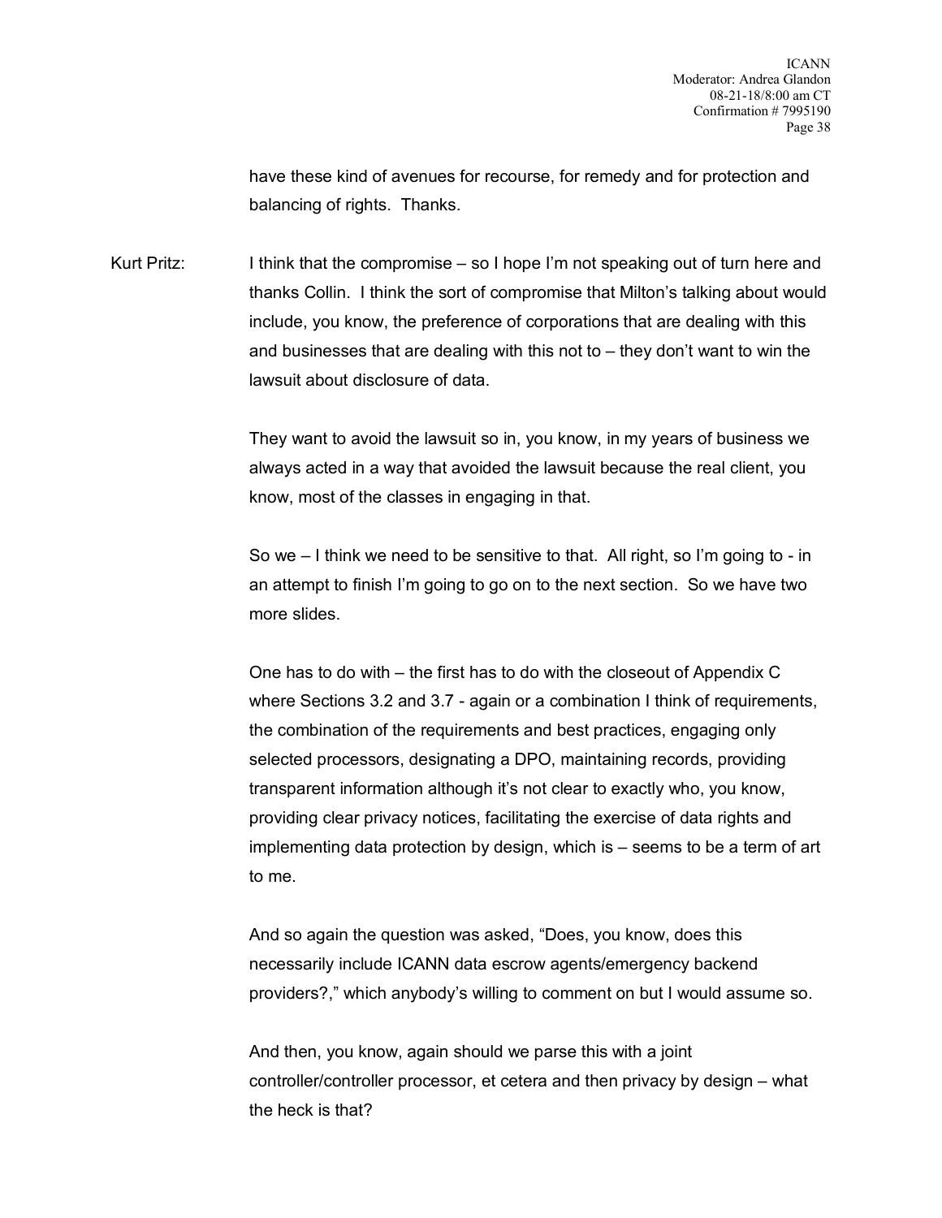have these kind of avenues for recourse, for remedy and for protection and balancing of rights. Thanks.

Kurt Pritz: I think that the compromise – so I hope I'm not speaking out of turn here and thanks Collin. I think the sort of compromise that Milton's talking about would include, you know, the preference of corporations that are dealing with this and businesses that are dealing with this not to – they don't want to win the lawsuit about disclosure of data.

They want to avoid the lawsuit so in, you know, in my years of business we always acted in a way that avoided the lawsuit because the real client, you know, most of the classes in engaging in that.

So we – I think we need to be sensitive to that. All right, so I'm going to - in an attempt to finish I'm going to go on to the next section. So we have two more slides.

One has to do with – the first has to do with the closeout of Appendix C where Sections 3.2 and 3.7 - again or a combination I think of requirements, the combination of the requirements and best practices, engaging only selected processors, designating a DPO, maintaining records, providing transparent information although it's not clear to exactly who, you know, providing clear privacy notices, facilitating the exercise of data rights and implementing data protection by design, which is – seems to be a term of art to me.

And so again the question was asked, "Does, you know, does this necessarily include ICANN data escrow agents/emergency backend providers?," which anybody's willing to comment on but I would assume so.

And then, you know, again should we parse this with a joint controller/controller processor, et cetera and then privacy by design – what the heck is that?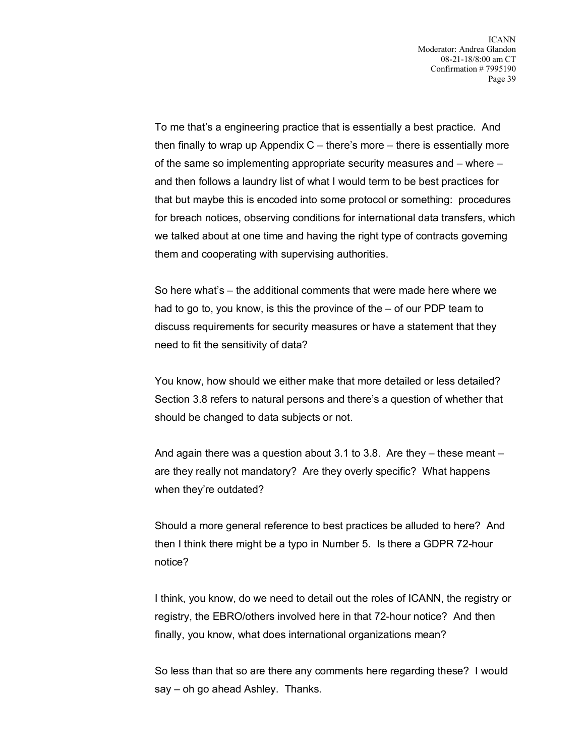To me that's a engineering practice that is essentially a best practice. And then finally to wrap up Appendix C – there's more – there is essentially more of the same so implementing appropriate security measures and – where – and then follows a laundry list of what I would term to be best practices for that but maybe this is encoded into some protocol or something: procedures for breach notices, observing conditions for international data transfers, which we talked about at one time and having the right type of contracts governing them and cooperating with supervising authorities.

So here what's – the additional comments that were made here where we had to go to, you know, is this the province of the – of our PDP team to discuss requirements for security measures or have a statement that they need to fit the sensitivity of data?

You know, how should we either make that more detailed or less detailed? Section 3.8 refers to natural persons and there's a question of whether that should be changed to data subjects or not.

And again there was a question about 3.1 to 3.8. Are they – these meant – are they really not mandatory? Are they overly specific? What happens when they're outdated?

Should a more general reference to best practices be alluded to here? And then I think there might be a typo in Number 5. Is there a GDPR 72-hour notice?

I think, you know, do we need to detail out the roles of ICANN, the registry or registry, the EBRO/others involved here in that 72-hour notice? And then finally, you know, what does international organizations mean?

So less than that so are there any comments here regarding these? I would say – oh go ahead Ashley. Thanks.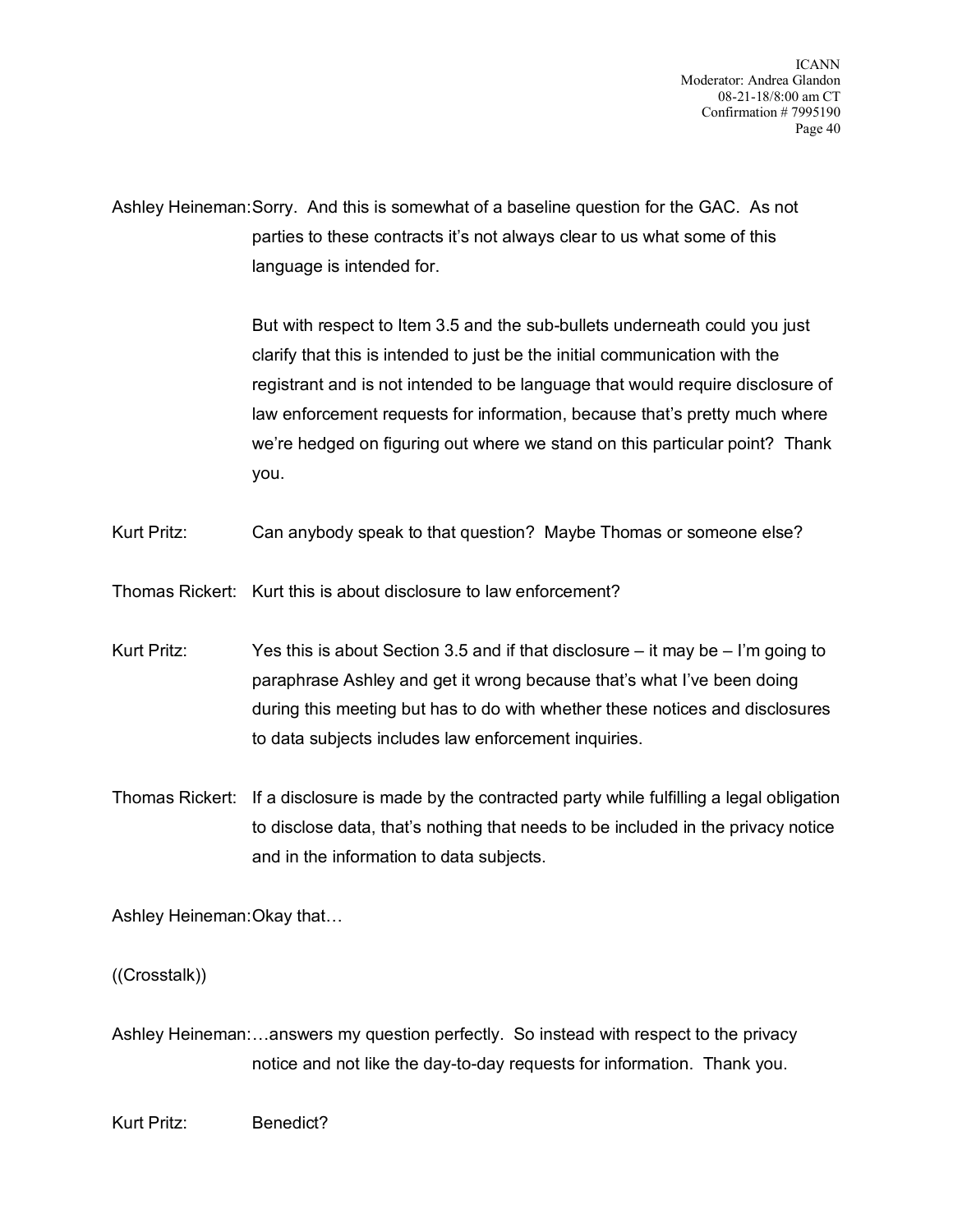Ashley Heineman: Sorry. And this is somewhat of a baseline question for the GAC. As not parties to these contracts it's not always clear to us what some of this language is intended for.

But with respect to Item 3.5 and the sub-bullets underneath could you just clarify that this is intended to just be the initial communication with the registrant and is not intended to be language that would require disclosure of law enforcement requests for information, because that's pretty much where we're hedged on figuring out where we stand on this particular point? Thank you.

Kurt Pritz: Can anybody speak to that question? Maybe Thomas or someone else?

Thomas Rickert: Kurt this is about disclosure to law enforcement?

Kurt Pritz: Yes this is about Section 3.5 and if that disclosure – it may be – I'm going to paraphrase Ashley and get it wrong because that's what I've been doing during this meeting but has to do with whether these notices and disclosures to data subjects includes law enforcement inquiries.

Thomas Rickert: If a disclosure is made by the contracted party while fulfilling a legal obligation to disclose data, that's nothing that needs to be included in the privacy notice and in the information to data subjects.

Ashley Heineman: Okay that…

((Crosstalk))

Ashley Heineman: …answers my question perfectly. So instead with respect to the privacy notice and not like the day-to-day requests for information. Thank you.

Kurt Pritz: Benedict?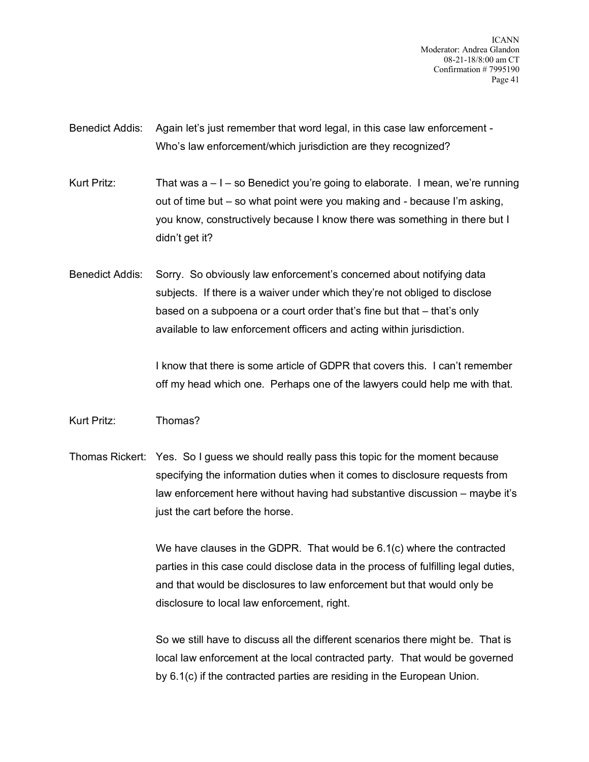Benedict Addis: Again let's just remember that word legal, in this case law enforcement - Who's law enforcement/which jurisdiction are they recognized?

Kurt Pritz: That was a – I – so Benedict you're going to elaborate. I mean, we're running out of time but – so what point were you making and - because I'm asking, you know, constructively because I know there was something in there but I didn't get it?

Benedict Addis: Sorry. So obviously law enforcement's concerned about notifying data subjects. If there is a waiver under which they're not obliged to disclose based on a subpoena or a court order that's fine but that – that's only available to law enforcement officers and acting within jurisdiction.

I know that there is some article of GDPR that covers this. I can't remember off my head which one. Perhaps one of the lawyers could help me with that.

Kurt Pritz: Thomas?

Thomas Rickert: Yes. So I guess we should really pass this topic for the moment because specifying the information duties when it comes to disclosure requests from law enforcement here without having had substantive discussion – maybe it's just the cart before the horse.

We have clauses in the GDPR. That would be 6.1(c) where the contracted parties in this case could disclose data in the process of fulfilling legal duties, and that would be disclosures to law enforcement but that would only be disclosure to local law enforcement, right.

So we still have to discuss all the different scenarios there might be. That is local law enforcement at the local contracted party. That would be governed by 6.1(c) if the contracted parties are residing in the European Union.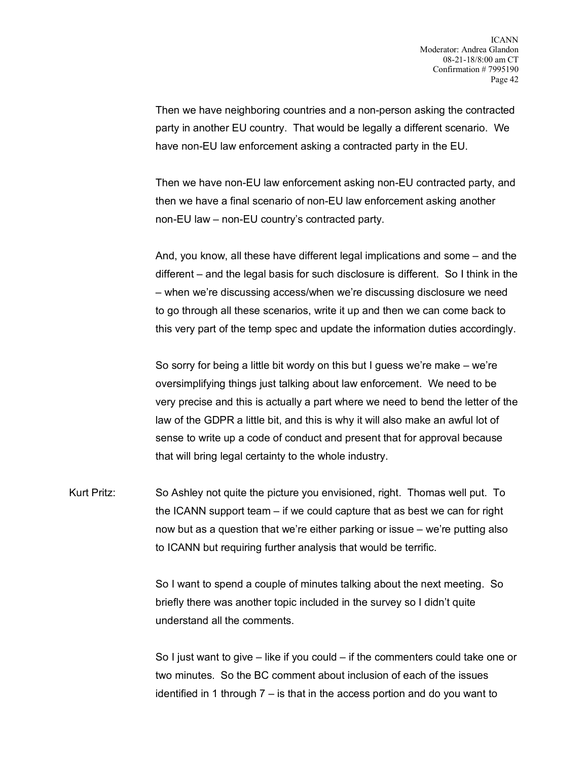Then we have neighboring countries and a non-person asking the contracted party in another EU country. That would be legally a different scenario. We have non-EU law enforcement asking a contracted party in the EU.

Then we have non-EU law enforcement asking non-EU contracted party, and then we have a final scenario of non-EU law enforcement asking another non-EU law – non-EU country's contracted party.

And, you know, all these have different legal implications and some – and the different – and the legal basis for such disclosure is different. So I think in the – when we're discussing access/when we're discussing disclosure we need to go through all these scenarios, write it up and then we can come back to this very part of the temp spec and update the information duties accordingly.

So sorry for being a little bit wordy on this but I guess we're make – we're oversimplifying things just talking about law enforcement. We need to be very precise and this is actually a part where we need to bend the letter of the law of the GDPR a little bit, and this is why it will also make an awful lot of sense to write up a code of conduct and present that for approval because that will bring legal certainty to the whole industry.

Kurt Pritz: So Ashley not quite the picture you envisioned, right. Thomas well put. To the ICANN support team – if we could capture that as best we can for right now but as a question that we're either parking or issue – we're putting also to ICANN but requiring further analysis that would be terrific.

So I want to spend a couple of minutes talking about the next meeting. So briefly there was another topic included in the survey so I didn't quite understand all the comments.

So I just want to give – like if you could – if the commenters could take one or two minutes. So the BC comment about inclusion of each of the issues identified in 1 through 7 – is that in the access portion and do you want to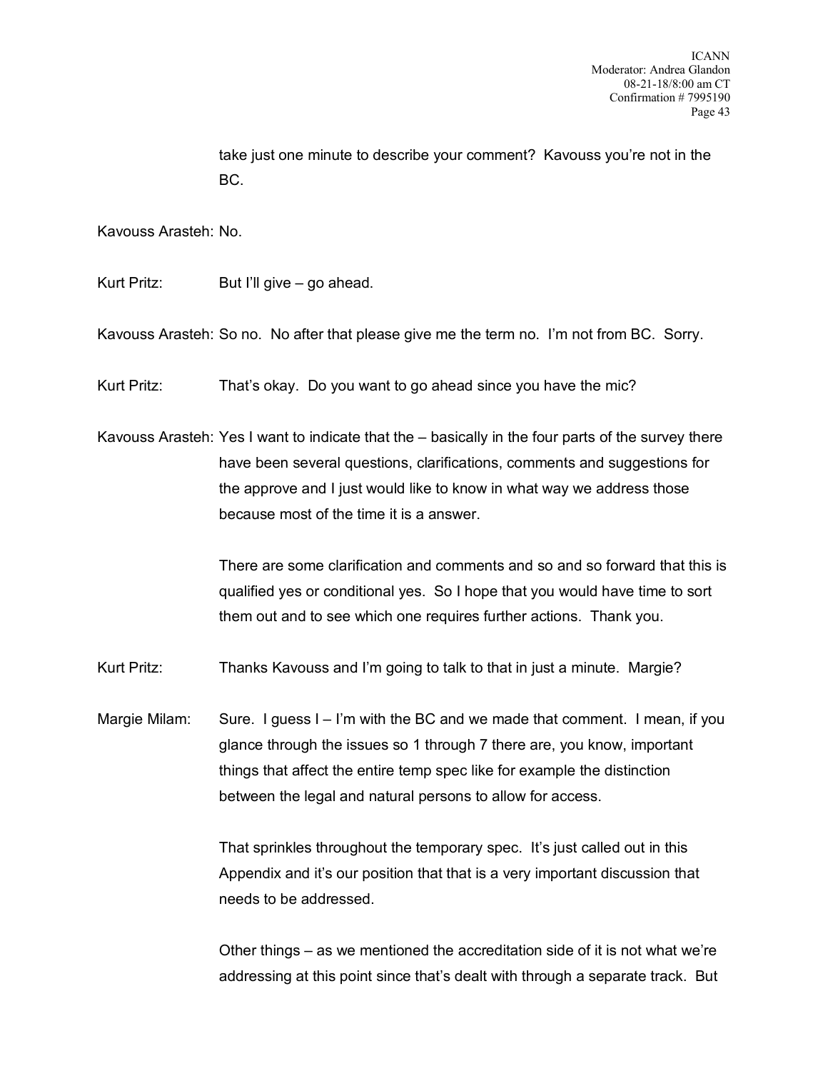take just one minute to describe your comment? Kavouss you're not in the BC.

Kavouss Arasteh: No.

Kurt Pritz: But I'll give – go ahead.

Kavouss Arasteh: So no. No after that please give me the term no. I'm not from BC. Sorry.

Kurt Pritz: That's okay. Do you want to go ahead since you have the mic?

Kavouss Arasteh: Yes I want to indicate that the – basically in the four parts of the survey there have been several questions, clarifications, comments and suggestions for the approve and I just would like to know in what way we address those because most of the time it is a answer.

There are some clarification and comments and so and so forward that this is qualified yes or conditional yes. So I hope that you would have time to sort them out and to see which one requires further actions. Thank you.

Kurt Pritz: Thanks Kavouss and I'm going to talk to that in just a minute. Margie?

Margie Milam: Sure. I guess I – I'm with the BC and we made that comment. I mean, if you glance through the issues so 1 through 7 there are, you know, important things that affect the entire temp spec like for example the distinction between the legal and natural persons to allow for access.

That sprinkles throughout the temporary spec. It's just called out in this Appendix and it's our position that that is a very important discussion that needs to be addressed.

Other things – as we mentioned the accreditation side of it is not what we're addressing at this point since that's dealt with through a separate track. But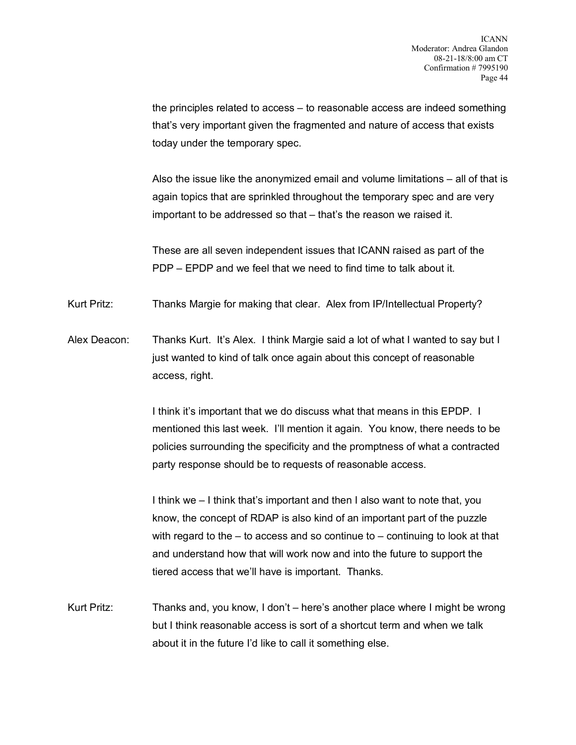the principles related to access – to reasonable access are indeed something that's very important given the fragmented and nature of access that exists today under the temporary spec.

Also the issue like the anonymized email and volume limitations – all of that is again topics that are sprinkled throughout the temporary spec and are very important to be addressed so that – that's the reason we raised it.

These are all seven independent issues that ICANN raised as part of the PDP – EPDP and we feel that we need to find time to talk about it.

Kurt Pritz: Thanks Margie for making that clear. Alex from IP/Intellectual Property?

Alex Deacon: Thanks Kurt. It's Alex. I think Margie said a lot of what I wanted to say but I just wanted to kind of talk once again about this concept of reasonable access, right.

I think it's important that we do discuss what that means in this EPDP. I mentioned this last week. I'll mention it again. You know, there needs to be policies surrounding the specificity and the promptness of what a contracted party response should be to requests of reasonable access.

I think we – I think that's important and then I also want to note that, you know, the concept of RDAP is also kind of an important part of the puzzle with regard to the – to access and so continue to – continuing to look at that and understand how that will work now and into the future to support the tiered access that we'll have is important. Thanks.

Kurt Pritz: Thanks and, you know, I don't – here's another place where I might be wrong but I think reasonable access is sort of a shortcut term and when we talk about it in the future I'd like to call it something else.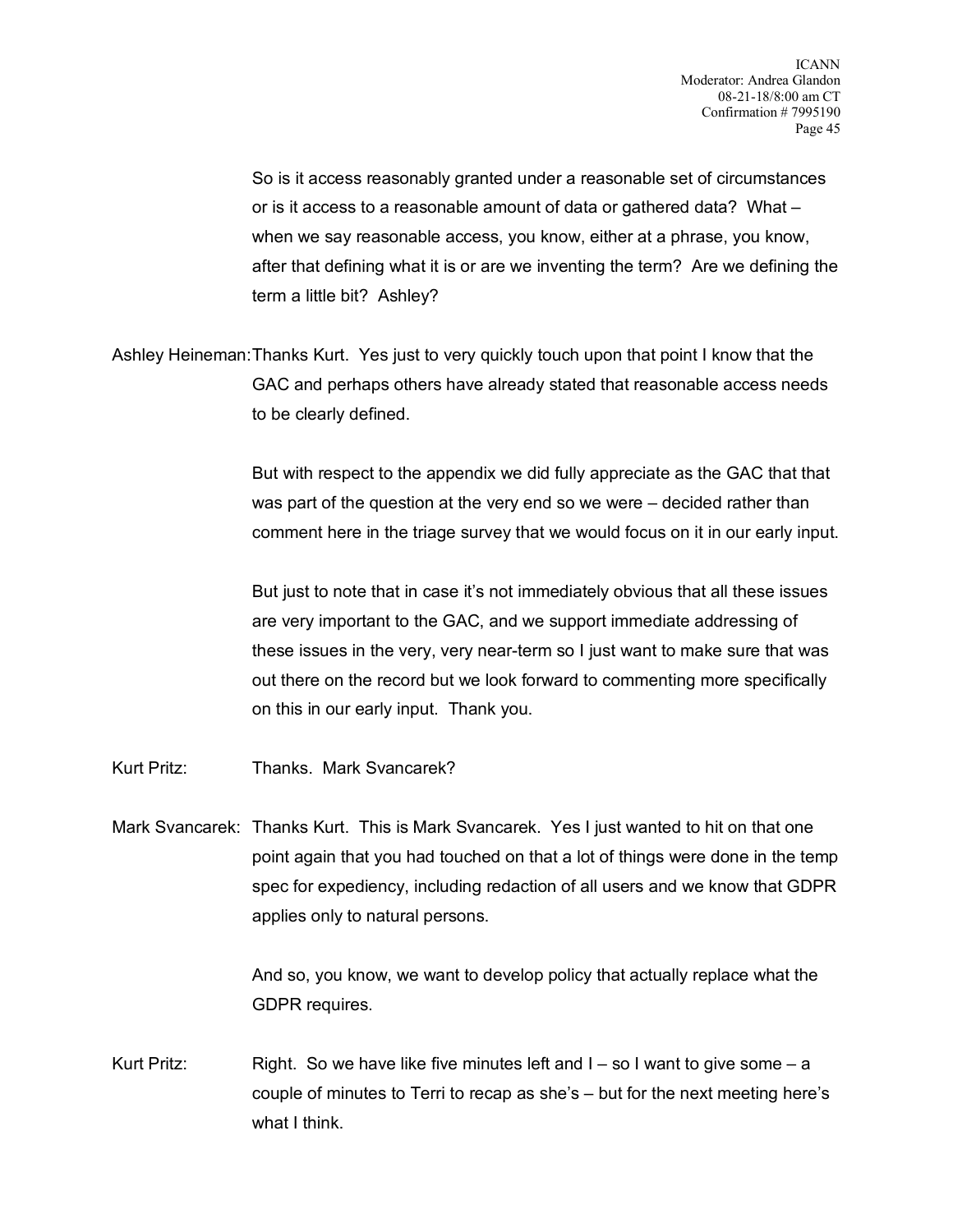So is it access reasonably granted under a reasonable set of circumstances or is it access to a reasonable amount of data or gathered data? What – when we say reasonable access, you know, either at a phrase, you know, after that defining what it is or are we inventing the term? Are we defining the term a little bit? Ashley?

Ashley Heineman: Thanks Kurt. Yes just to very quickly touch upon that point I know that the GAC and perhaps others have already stated that reasonable access needs to be clearly defined.

But with respect to the appendix we did fully appreciate as the GAC that that was part of the question at the very end so we were – decided rather than comment here in the triage survey that we would focus on it in our early input.

But just to note that in case it's not immediately obvious that all these issues are very important to the GAC, and we support immediate addressing of these issues in the very, very near-term so I just want to make sure that was out there on the record but we look forward to commenting more specifically on this in our early input. Thank you.

Kurt Pritz: Thanks. Mark Svancarek?

Mark Svancarek: Thanks Kurt. This is Mark Svancarek. Yes I just wanted to hit on that one point again that you had touched on that a lot of things were done in the temp spec for expediency, including redaction of all users and we know that GDPR applies only to natural persons.

And so, you know, we want to develop policy that actually replace what the GDPR requires.

Kurt Pritz: Right. So we have like five minutes left and I – so I want to give some – a couple of minutes to Terri to recap as she's – but for the next meeting here's what I think.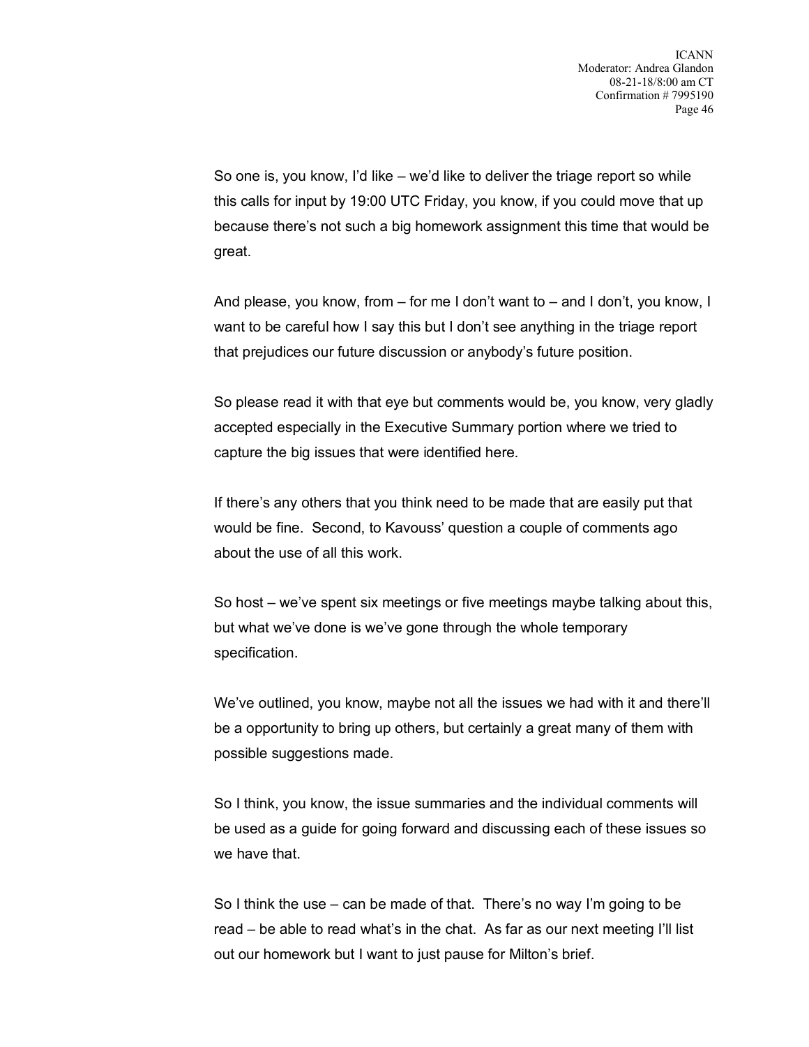So one is, you know, I'd like – we'd like to deliver the triage report so while this calls for input by 19:00 UTC Friday, you know, if you could move that up because there's not such a big homework assignment this time that would be great.

And please, you know, from – for me I don't want to – and I don't, you know, I want to be careful how I say this but I don't see anything in the triage report that prejudices our future discussion or anybody's future position.

So please read it with that eye but comments would be, you know, very gladly accepted especially in the Executive Summary portion where we tried to capture the big issues that were identified here.

If there's any others that you think need to be made that are easily put that would be fine. Second, to Kavouss' question a couple of comments ago about the use of all this work.

So host – we've spent six meetings or five meetings maybe talking about this, but what we've done is we've gone through the whole temporary specification.

We've outlined, you know, maybe not all the issues we had with it and there'll be a opportunity to bring up others, but certainly a great many of them with possible suggestions made.

So I think, you know, the issue summaries and the individual comments will be used as a guide for going forward and discussing each of these issues so we have that.

So I think the use – can be made of that. There's no way I'm going to be read – be able to read what's in the chat. As far as our next meeting I'll list out our homework but I want to just pause for Milton's brief.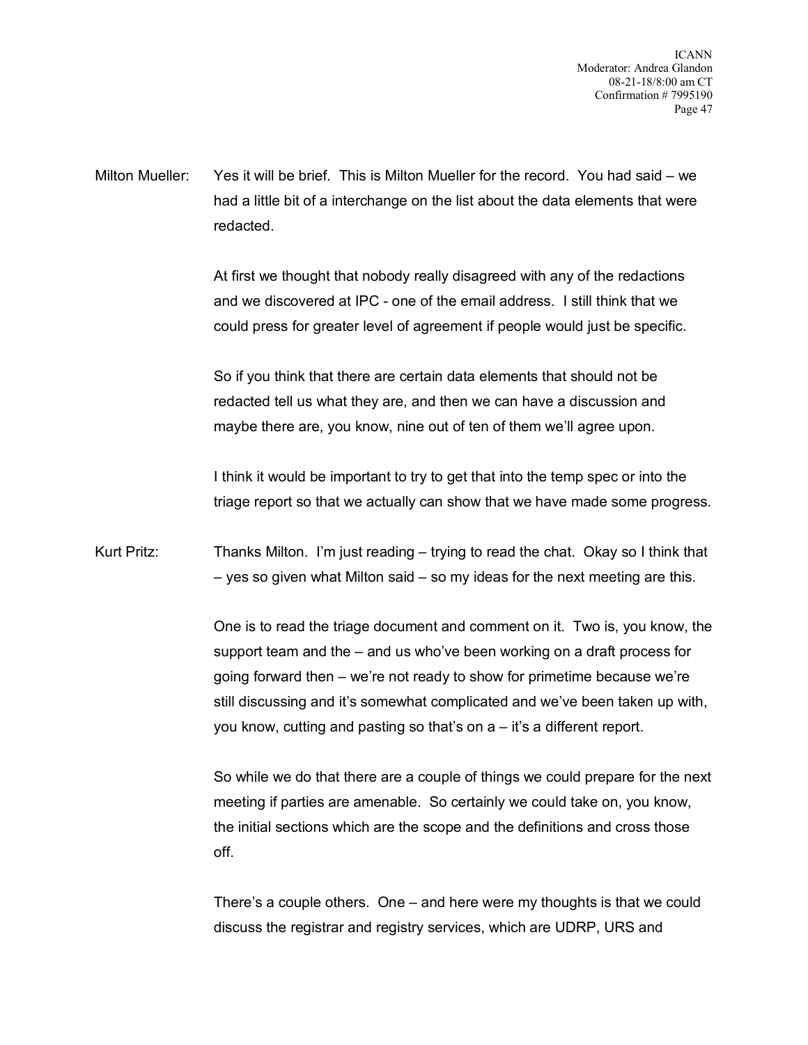Milton Mueller: Yes it will be brief. This is Milton Mueller for the record. You had said – we had a little bit of a interchange on the list about the data elements that were redacted.

At first we thought that nobody really disagreed with any of the redactions and we discovered at IPC - one of the email address. I still think that we could press for greater level of agreement if people would just be specific.

So if you think that there are certain data elements that should not be redacted tell us what they are, and then we can have a discussion and maybe there are, you know, nine out of ten of them we'll agree upon.

I think it would be important to try to get that into the temp spec or into the triage report so that we actually can show that we have made some progress.

Kurt Pritz: Thanks Milton. I'm just reading – trying to read the chat. Okay so I think that – yes so given what Milton said – so my ideas for the next meeting are this.

One is to read the triage document and comment on it. Two is, you know, the support team and the – and us who've been working on a draft process for going forward then – we're not ready to show for primetime because we're still discussing and it's somewhat complicated and we've been taken up with, you know, cutting and pasting so that's on a – it's a different report.

So while we do that there are a couple of things we could prepare for the next meeting if parties are amenable. So certainly we could take on, you know, the initial sections which are the scope and the definitions and cross those off.

There's a couple others. One – and here were my thoughts is that we could discuss the registrar and registry services, which are UDRP, URS and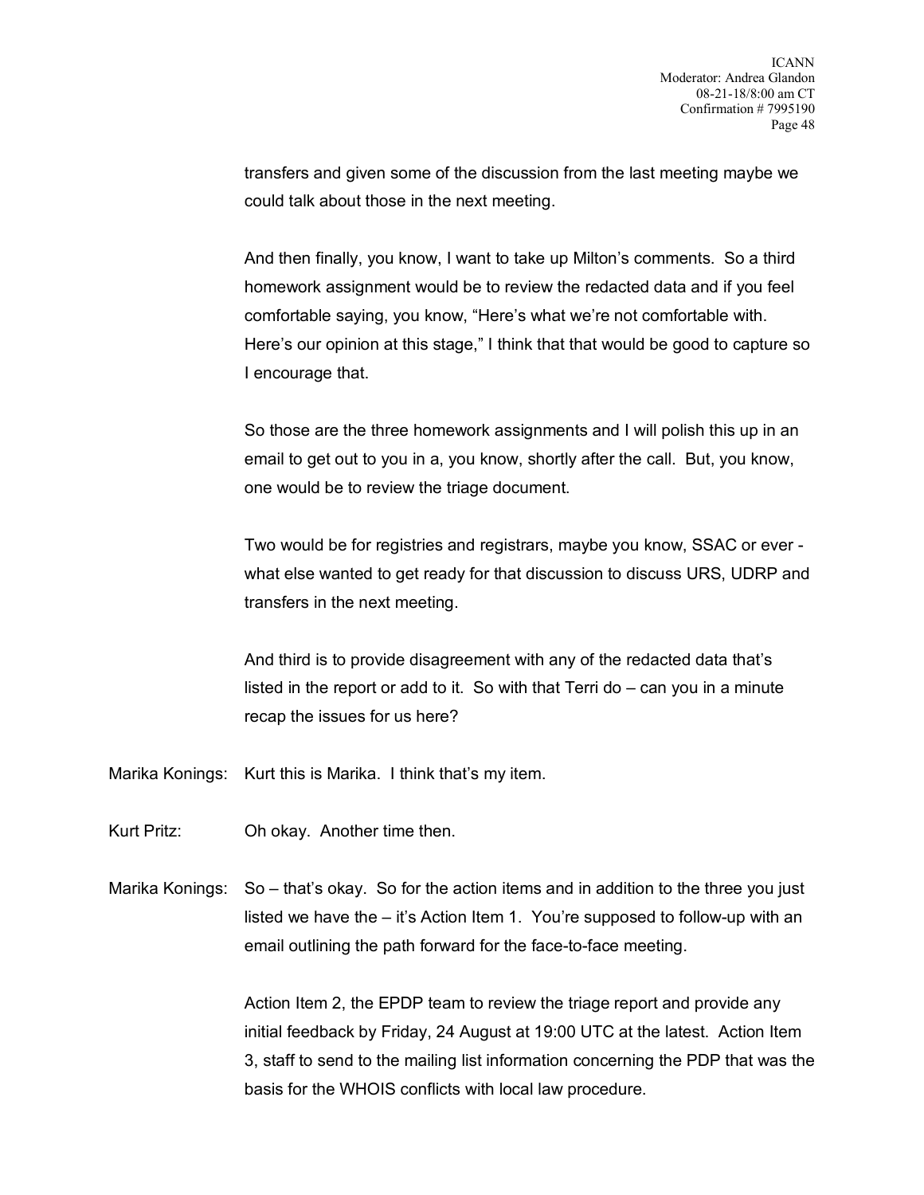transfers and given some of the discussion from the last meeting maybe we could talk about those in the next meeting.

And then finally, you know, I want to take up Milton's comments. So a third homework assignment would be to review the redacted data and if you feel comfortable saying, you know, "Here's what we're not comfortable with. Here's our opinion at this stage," I think that that would be good to capture so I encourage that.

So those are the three homework assignments and I will polish this up in an email to get out to you in a, you know, shortly after the call. But, you know, one would be to review the triage document.

Two would be for registries and registrars, maybe you know, SSAC or ever - what else wanted to get ready for that discussion to discuss URS, UDRP and transfers in the next meeting.

And third is to provide disagreement with any of the redacted data that's listed in the report or add to it. So with that Terri do – can you in a minute recap the issues for us here?

Marika Konings: Kurt this is Marika. I think that's my item.

Kurt Pritz: Oh okay. Another time then.

Marika Konings: So – that's okay. So for the action items and in addition to the three you just listed we have the – it's Action Item 1. You're supposed to follow-up with an email outlining the path forward for the face-to-face meeting.

Action Item 2, the EPDP team to review the triage report and provide any initial feedback by Friday, 24 August at 19:00 UTC at the latest. Action Item 3, staff to send to the mailing list information concerning the PDP that was the basis for the WHOIS conflicts with local law procedure.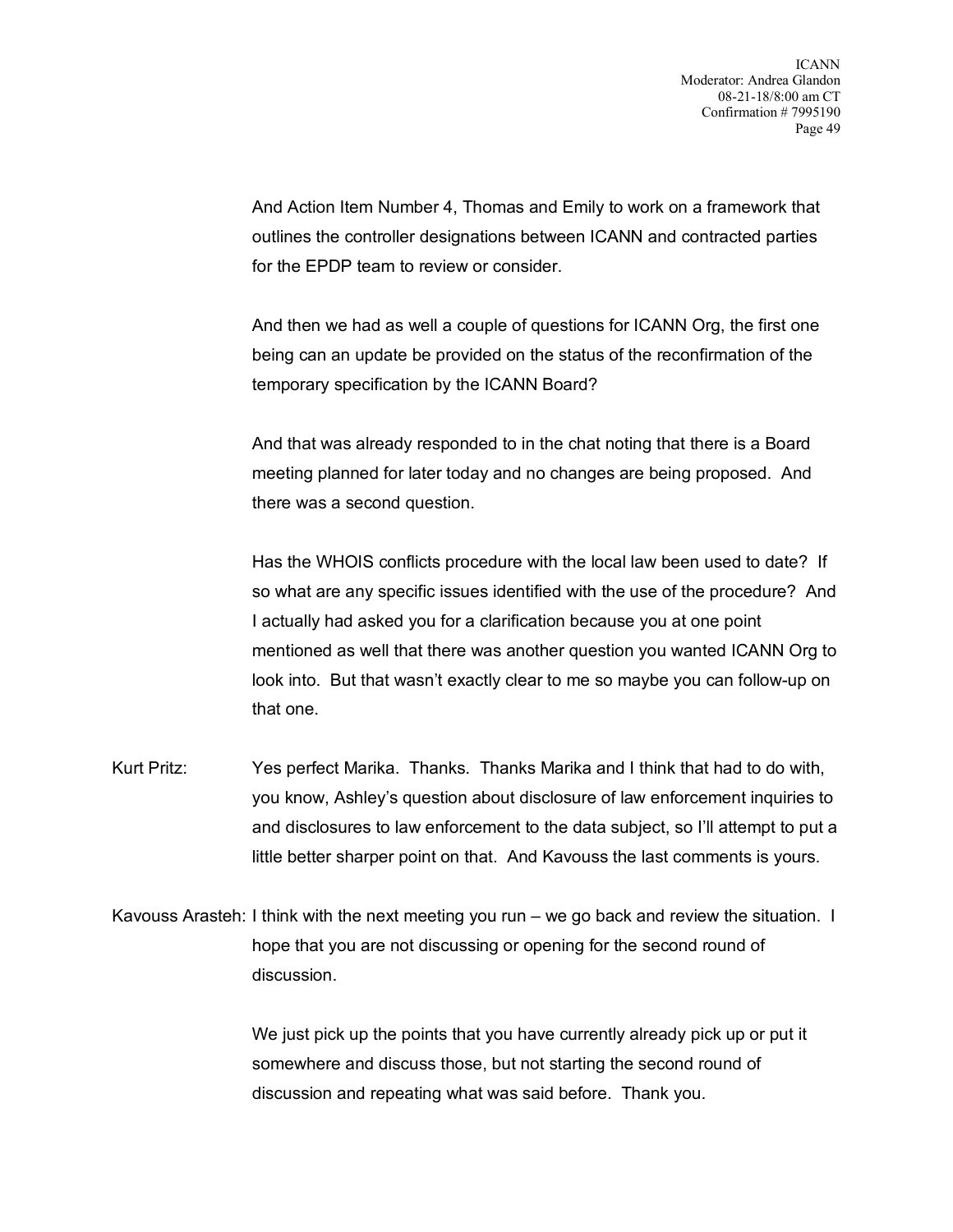And Action Item Number 4, Thomas and Emily to work on a framework that outlines the controller designations between ICANN and contracted parties for the EPDP team to review or consider.

And then we had as well a couple of questions for ICANN Org, the first one being can an update be provided on the status of the reconfirmation of the temporary specification by the ICANN Board?

And that was already responded to in the chat noting that there is a Board meeting planned for later today and no changes are being proposed. And there was a second question.

Has the WHOIS conflicts procedure with the local law been used to date? If so what are any specific issues identified with the use of the procedure? And I actually had asked you for a clarification because you at one point mentioned as well that there was another question you wanted ICANN Org to look into. But that wasn't exactly clear to me so maybe you can follow-up on that one.

Kurt Pritz: Yes perfect Marika. Thanks. Thanks Marika and I think that had to do with, you know, Ashley's question about disclosure of law enforcement inquiries to and disclosures to law enforcement to the data subject, so I'll attempt to put a little better sharper point on that. And Kavouss the last comments is yours.

Kavouss Arasteh: I think with the next meeting you run – we go back and review the situation. I hope that you are not discussing or opening for the second round of discussion.

We just pick up the points that you have currently already pick up or put it somewhere and discuss those, but not starting the second round of discussion and repeating what was said before. Thank you.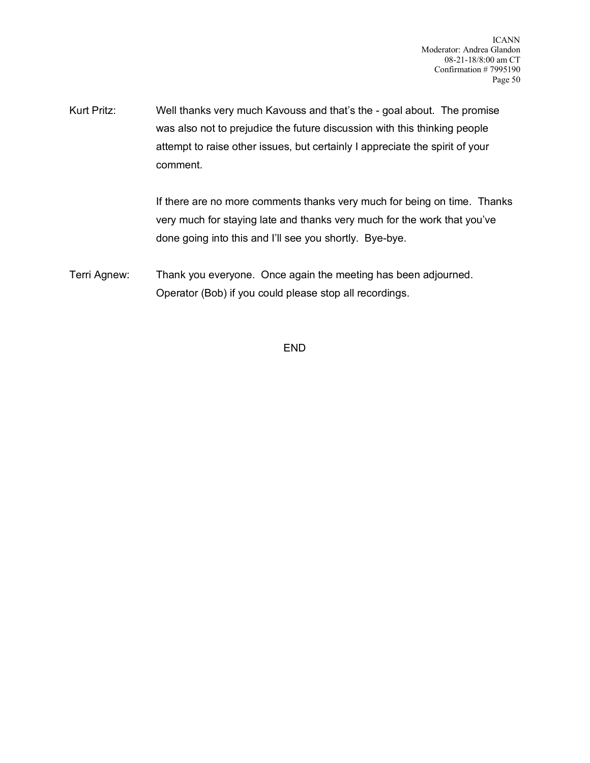Kurt Pritz: Well thanks very much Kavouss and that's the - goal about. The promise was also not to prejudice the future discussion with this thinking people attempt to raise other issues, but certainly I appreciate the spirit of your comment.

If there are no more comments thanks very much for being on time. Thanks very much for staying late and thanks very much for the work that you've done going into this and I'll see you shortly. Bye-bye.

Terri Agnew: Thank you everyone. Once again the meeting has been adjourned. Operator (Bob) if you could please stop all recordings.

END